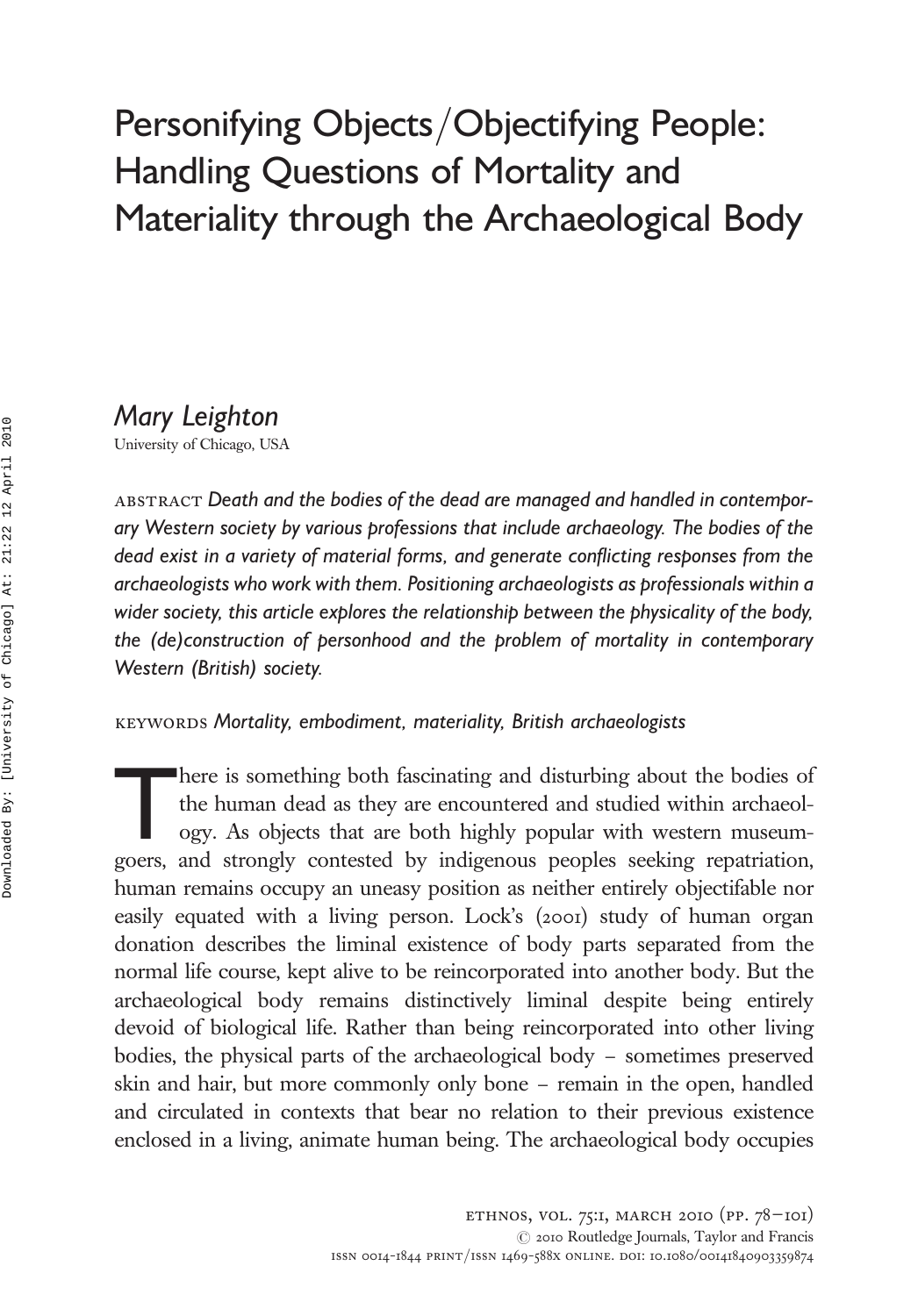# Personifying Objects/Objectifying People: Handling Questions of Mortality and Materiality through the Archaeological Body

*Mary Leighton*

University of Chicago, USA

ABSTRACT *Death and the bodies of the dead are managed and handled in contemporary Western society by various professions that include archaeology. The bodies of the dead exist in a variety of material forms, and generate conflicting responses from the archaeologists who work with them. Positioning archaeologists as professionals within a wider society, this article explores the relationship between the physicality of the body, the (de)construction of personhood and the problem of mortality in contemporary Western (British) society.*

KEYWORDS *Mortality, embodiment, materiality, British archaeologists*

There is something both fascinating and disturbing about the bodies of the human dead as they are encountered and studied within archaeology. As objects that are both highly popular with western museum-goers, and strongly contested by indigenous peoples seeking repatriation, human remains occupy an uneasy position as neither entirely objectifable nor easily equated with a living person. Lock's (2001) study of human organ donation describes the liminal existence of body parts separated from the normal life course, kept alive to be reincorporated into another body. But the archaeological body remains distinctively liminal despite being entirely devoid of biological life. Rather than being reincorporated into other living bodies, the physical parts of the archaeological body – sometimes preserved skin and hair, but more commonly only bone – remain in the open, handled and circulated in contexts that bear no relation to their previous existence enclosed in a living, animate human being. The archaeological body occupies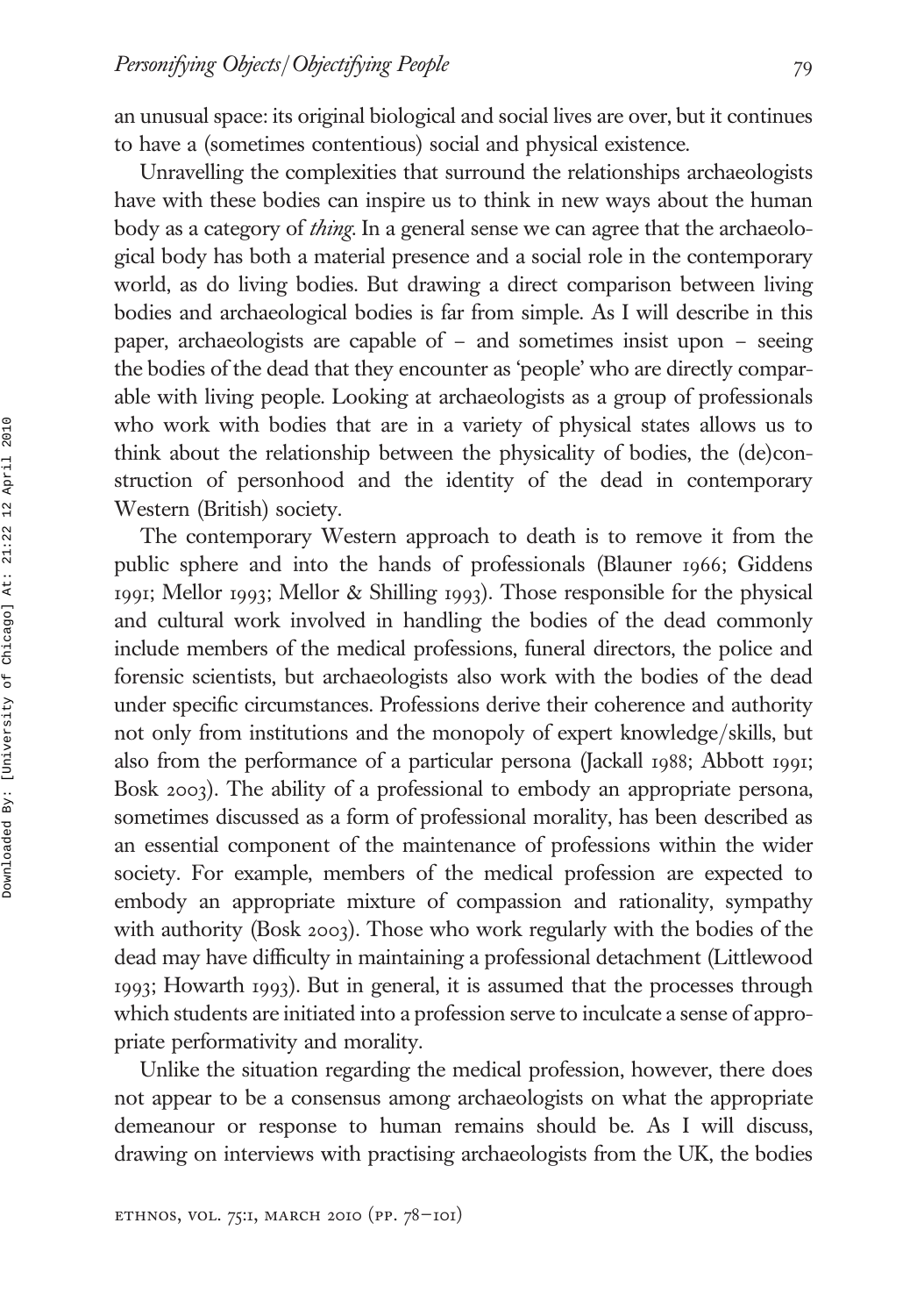an unusual space: its original biological and social lives are over, but it continues to have a (sometimes contentious) social and physical existence.

Unravelling the complexities that surround the relationships archaeologists have with these bodies can inspire us to think in new ways about the human body as a category of *thing*. In a general sense we can agree that the archaeological body has both a material presence and a social role in the contemporary world, as do living bodies. But drawing a direct comparison between living bodies and archaeological bodies is far from simple. As I will describe in this paper, archaeologists are capable of – and sometimes insist upon – seeing the bodies of the dead that they encounter as 'people' who are directly comparable with living people. Looking at archaeologists as a group of professionals who work with bodies that are in a variety of physical states allows us to think about the relationship between the physicality of bodies, the (de)construction of personhood and the identity of the dead in contemporary Western (British) society.

The contemporary Western approach to death is to remove it from the public sphere and into the hands of professionals (Blauner 1966; Giddens 1991; Mellor 1993; Mellor & Shilling 1993). Those responsible for the physical and cultural work involved in handling the bodies of the dead commonly include members of the medical professions, funeral directors, the police and forensic scientists, but archaeologists also work with the bodies of the dead under specific circumstances. Professions derive their coherence and authority not only from institutions and the monopoly of expert knowledge/skills, but also from the performance of a particular persona (Jackall 1988; Abbott 1991; Bosk 2003). The ability of a professional to embody an appropriate persona, sometimes discussed as a form of professional morality, has been described as an essential component of the maintenance of professions within the wider society. For example, members of the medical profession are expected to embody an appropriate mixture of compassion and rationality, sympathy with authority (Bosk 2003). Those who work regularly with the bodies of the dead may have difficulty in maintaining a professional detachment (Littlewood 1993; Howarth 1993). But in general, it is assumed that the processes through which students are initiated into a profession serve to inculcate a sense of appropriate performativity and morality.

Unlike the situation regarding the medical profession, however, there does not appear to be a consensus among archaeologists on what the appropriate demeanour or response to human remains should be. As I will discuss, drawing on interviews with practising archaeologists from the UK, the bodies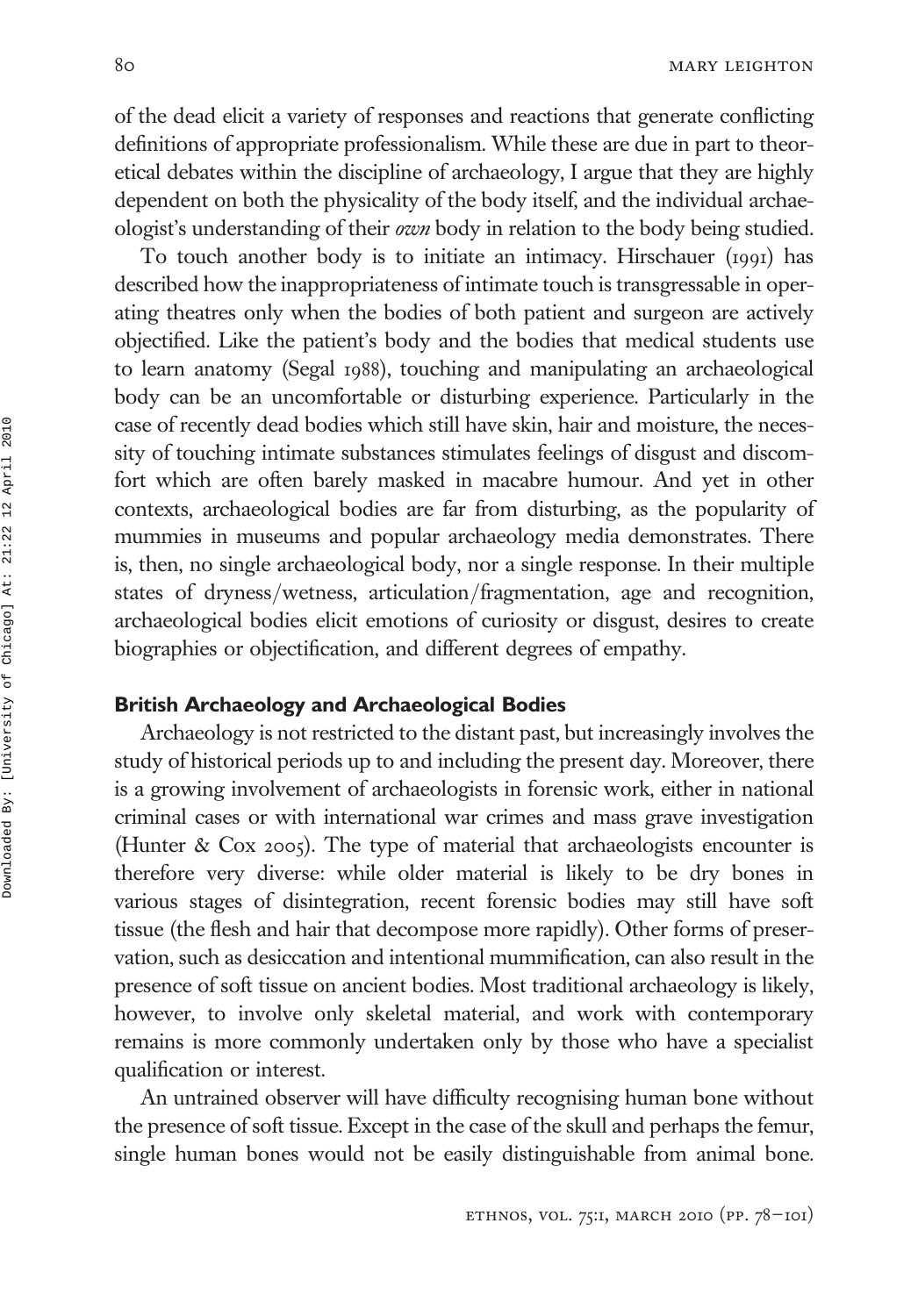of the dead elicit a variety of responses and reactions that generate conflicting definitions of appropriate professionalism. While these are due in part to theoretical debates within the discipline of archaeology, I argue that they are highly dependent on both the physicality of the body itself, and the individual archaeologist's understanding of their *own* body in relation to the body being studied.

To touch another body is to initiate an intimacy. Hirschauer (1991) has described how the inappropriateness of intimate touch is transgressable in operating theatres only when the bodies of both patient and surgeon are actively objectified. Like the patient's body and the bodies that medical students use to learn anatomy (Segal 1988), touching and manipulating an archaeological body can be an uncomfortable or disturbing experience. Particularly in the case of recently dead bodies which still have skin, hair and moisture, the necessity of touching intimate substances stimulates feelings of disgust and discomfort which are often barely masked in macabre humour. And yet in other contexts, archaeological bodies are far from disturbing, as the popularity of mummies in museums and popular archaeology media demonstrates. There is, then, no single archaeological body, nor a single response. In their multiple states of dryness/wetness, articulation/fragmentation, age and recognition, archaeological bodies elicit emotions of curiosity or disgust, desires to create biographies or objectification, and different degrees of empathy.

## British Archaeology and Archaeological Bodies

Archaeology is not restricted to the distant past, but increasingly involves the study of historical periods up to and including the present day. Moreover, there is a growing involvement of archaeologists in forensic work, either in national criminal cases or with international war crimes and mass grave investigation (Hunter & Cox 2005). The type of material that archaeologists encounter is therefore very diverse: while older material is likely to be dry bones in various stages of disintegration, recent forensic bodies may still have soft tissue (the flesh and hair that decompose more rapidly). Other forms of preservation, such as desiccation and intentional mummification, can also result in the presence of soft tissue on ancient bodies. Most traditional archaeology is likely, however, to involve only skeletal material, and work with contemporary remains is more commonly undertaken only by those who have a specialist qualification or interest.

An untrained observer will have difficulty recognising human bone without the presence of soft tissue. Except in the case of the skull and perhaps the femur, single human bones would not be easily distinguishable from animal bone.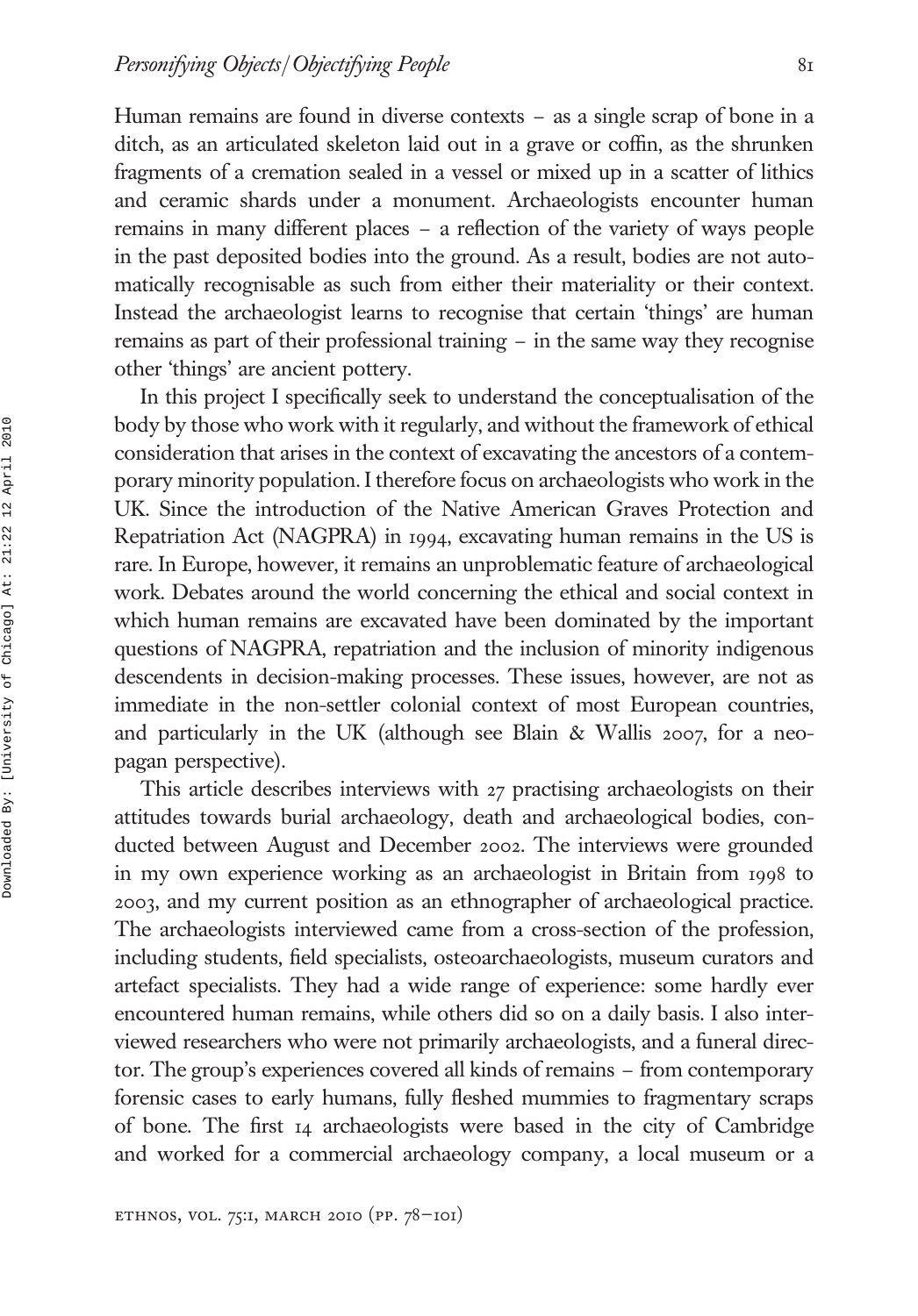Human remains are found in diverse contexts – as a single scrap of bone in a ditch, as an articulated skeleton laid out in a grave or coffin, as the shrunken fragments of a cremation sealed in a vessel or mixed up in a scatter of lithics and ceramic shards under a monument. Archaeologists encounter human remains in many different places – a reflection of the variety of ways people in the past deposited bodies into the ground. As a result, bodies are not automatically recognisable as such from either their materiality or their context. Instead the archaeologist learns to recognise that certain 'things' are human remains as part of their professional training – in the same way they recognise other 'things' are ancient pottery.

In this project I specifically seek to understand the conceptualisation of the body by those who work with it regularly, and without the framework of ethical consideration that arises in the context of excavating the ancestors of a contemporary minority population. I therefore focus on archaeologists who work in the UK. Since the introduction of the Native American Graves Protection and Repatriation Act (NAGPRA) in 1994, excavating human remains in the US is rare. In Europe, however, it remains an unproblematic feature of archaeological work. Debates around the world concerning the ethical and social context in which human remains are excavated have been dominated by the important questions of NAGPRA, repatriation and the inclusion of minority indigenous descendents in decision-making processes. These issues, however, are not as immediate in the non-settler colonial context of most European countries, and particularly in the UK (although see Blain & Wallis 2007, for a neo-pagan perspective).

This article describes interviews with 27 practising archaeologists on their attitudes towards burial archaeology, death and archaeological bodies, conducted between August and December 2002. The interviews were grounded in my own experience working as an archaeologist in Britain from 1998 to 2003, and my current position as an ethnographer of archaeological practice. The archaeologists interviewed came from a cross-section of the profession, including students, field specialists, osteoarchaeologists, museum curators and artefact specialists. They had a wide range of experience: some hardly ever encountered human remains, while others did so on a daily basis. I also interviewed researchers who were not primarily archaeologists, and a funeral director. The group's experiences covered all kinds of remains – from contemporary forensic cases to early humans, fully fleshed mummies to fragmentary scraps of bone. The first 14 archaeologists were based in the city of Cambridge and worked for a commercial archaeology company, a local museum or a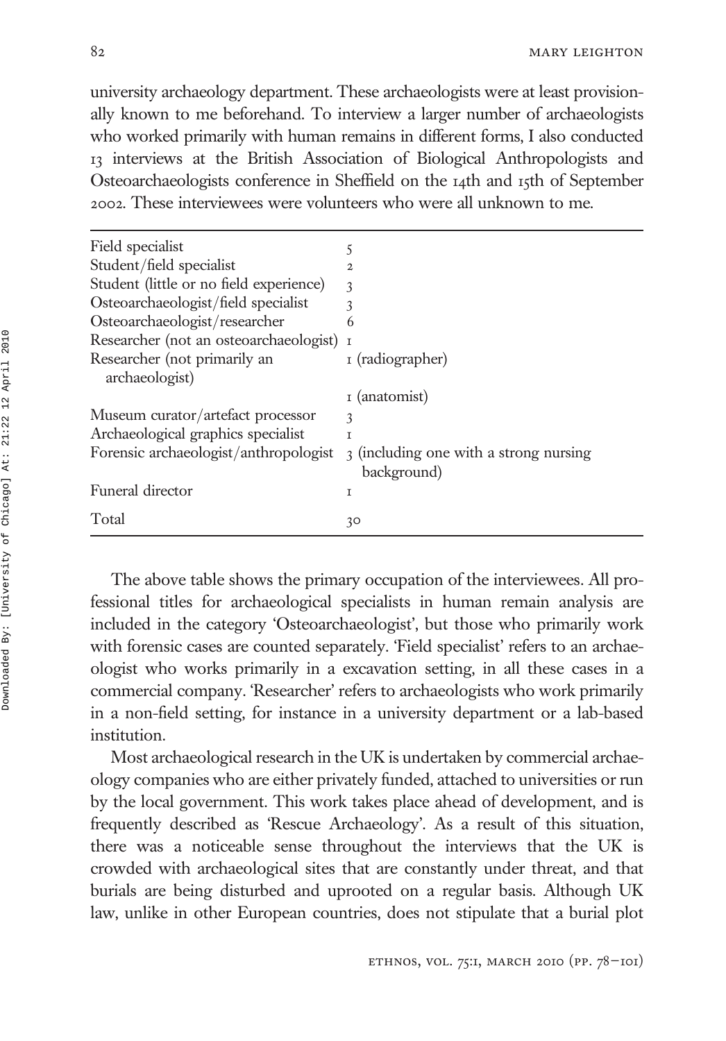university archaeology department. These archaeologists were at least provisionally known to me beforehand. To interview a larger number of archaeologists who worked primarily with human remains in different forms, I also conducted 13 interviews at the British Association of Biological Anthropologists and Osteoarchaeologists conference in Sheffield on the 14th and 15th of September 2002. These interviewees were volunteers who were all unknown to me.

| | |
|---|---|
| Field specialist | 5 |
| Student/field specialist | 2 |
| Student (little or no field experience) | 3 |
| Osteoarchaeologist/field specialist | 3 |
| Osteoarchaeologist/researcher | 6 |
| Researcher (not an osteoarchaeologist) | 1 |
| Researcher (not primarily an archaeologist) | 1 (radiographer) |
| | 1 (anatomist) |
| Museum curator/artefact processor | 3 |
| Archaeological graphics specialist | 1 |
| Forensic archaeologist/anthropologist | 3 (including one with a strong nursing background) |
| Funeral director | 1 |
| Total | 30 |

The above table shows the primary occupation of the interviewees. All professional titles for archaeological specialists in human remain analysis are included in the category 'Osteoarchaeologist', but those who primarily work with forensic cases are counted separately. 'Field specialist' refers to an archaeologist who works primarily in a excavation setting, in all these cases in a commercial company. 'Researcher' refers to archaeologists who work primarily in a non-field setting, for instance in a university department or a lab-based institution.

Most archaeological research in the UK is undertaken by commercial archaeology companies who are either privately funded, attached to universities or run by the local government. This work takes place ahead of development, and is frequently described as 'Rescue Archaeology'. As a result of this situation, there was a noticeable sense throughout the interviews that the UK is crowded with archaeological sites that are constantly under threat, and that burials are being disturbed and uprooted on a regular basis. Although UK law, unlike in other European countries, does not stipulate that a burial plot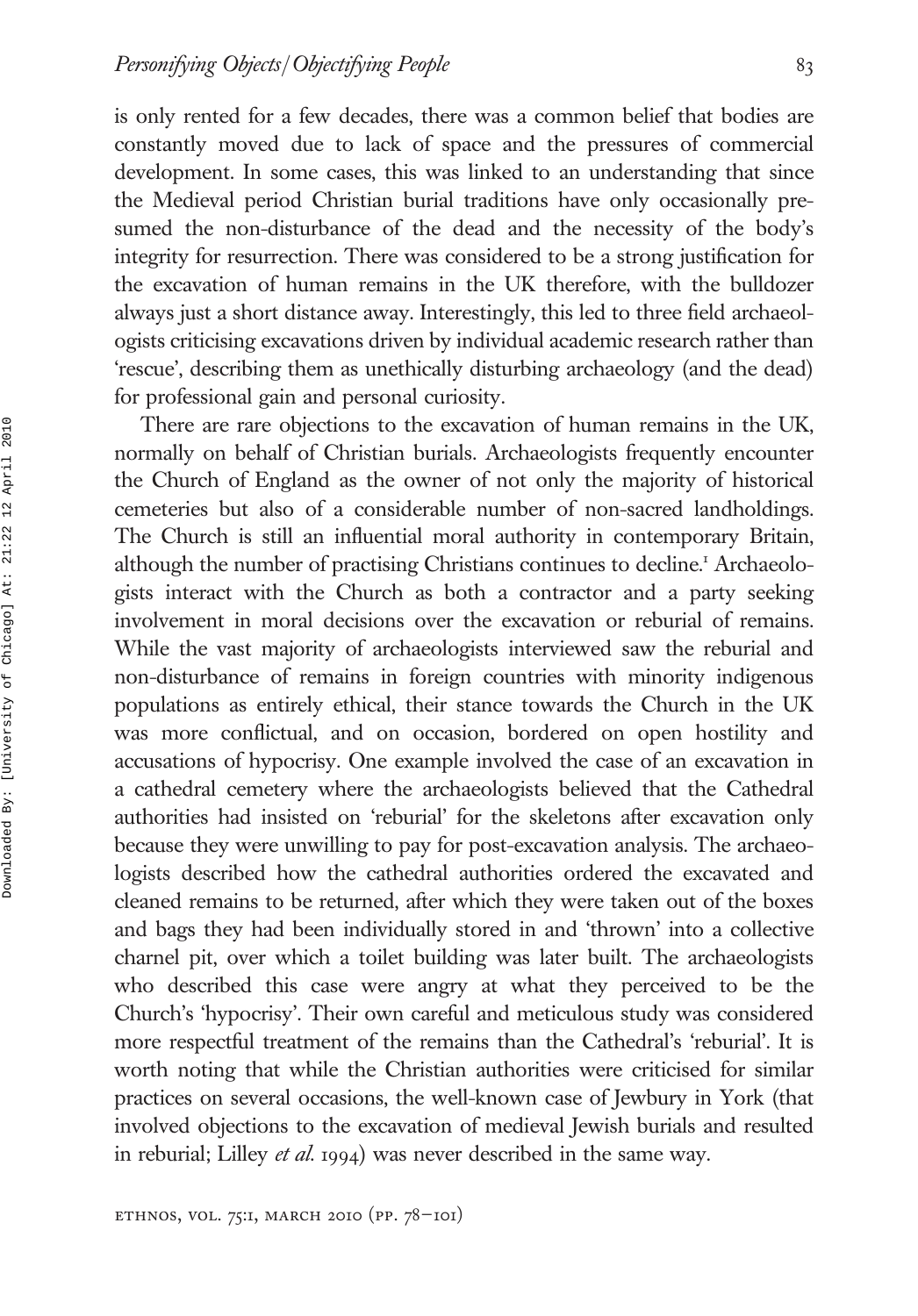is only rented for a few decades, there was a common belief that bodies are constantly moved due to lack of space and the pressures of commercial development. In some cases, this was linked to an understanding that since the Medieval period Christian burial traditions have only occasionally presumed the non-disturbance of the dead and the necessity of the body's integrity for resurrection. There was considered to be a strong justification for the excavation of human remains in the UK therefore, with the bulldozer always just a short distance away. Interestingly, this led to three field archaeologists criticising excavations driven by individual academic research rather than 'rescue', describing them as unethically disturbing archaeology (and the dead) for professional gain and personal curiosity.

There are rare objections to the excavation of human remains in the UK, normally on behalf of Christian burials. Archaeologists frequently encounter the Church of England as the owner of not only the majority of historical cemeteries but also of a considerable number of non-sacred landholdings. The Church is still an influential moral authority in contemporary Britain, although the number of practising Christians continues to decline.[1] Archaeologists interact with the Church as both a contractor and a party seeking involvement in moral decisions over the excavation or reburial of remains. While the vast majority of archaeologists interviewed saw the reburial and non-disturbance of remains in foreign countries with minority indigenous populations as entirely ethical, their stance towards the Church in the UK was more conflictual, and on occasion, bordered on open hostility and accusations of hypocrisy. One example involved the case of an excavation in a cathedral cemetery where the archaeologists believed that the Cathedral authorities had insisted on 'reburial' for the skeletons after excavation only because they were unwilling to pay for post-excavation analysis. The archaeologists described how the cathedral authorities ordered the excavated and cleaned remains to be returned, after which they were taken out of the boxes and bags they had been individually stored in and 'thrown' into a collective charnel pit, over which a toilet building was later built. The archaeologists who described this case were angry at what they perceived to be the Church's 'hypocrisy'. Their own careful and meticulous study was considered more respectful treatment of the remains than the Cathedral's 'reburial'. It is worth noting that while the Christian authorities were criticised for similar practices on several occasions, the well-known case of Jewbury in York (that involved objections to the excavation of medieval Jewish burials and resulted in reburial; Lilley *et al.* 1994) was never described in the same way.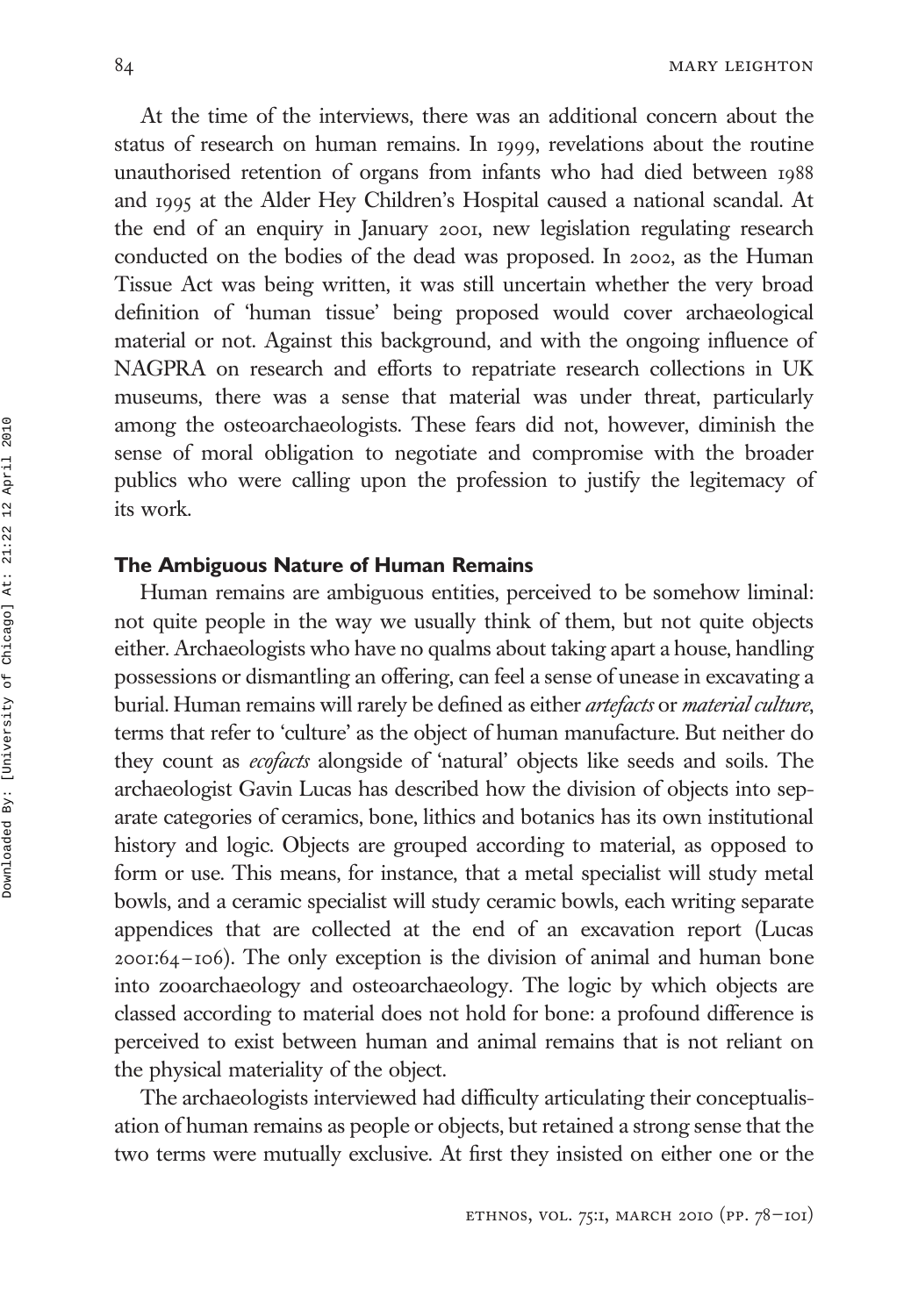At the time of the interviews, there was an additional concern about the status of research on human remains. In 1999, revelations about the routine unauthorised retention of organs from infants who had died between 1988 and 1995 at the Alder Hey Children's Hospital caused a national scandal. At the end of an enquiry in January 2001, new legislation regulating research conducted on the bodies of the dead was proposed. In 2002, as the Human Tissue Act was being written, it was still uncertain whether the very broad definition of 'human tissue' being proposed would cover archaeological material or not. Against this background, and with the ongoing influence of NAGPRA on research and efforts to repatriate research collections in UK museums, there was a sense that material was under threat, particularly among the osteoarchaeologists. These fears did not, however, diminish the sense of moral obligation to negotiate and compromise with the broader publics who were calling upon the profession to justify the legitemacy of its work.

### The Ambiguous Nature of Human Remains

Human remains are ambiguous entities, perceived to be somehow liminal: not quite people in the way we usually think of them, but not quite objects either. Archaeologists who have no qualms about taking apart a house, handling possessions or dismantling an offering, can feel a sense of unease in excavating a burial. Human remains will rarely be defined as either *artefacts* or *material culture*, terms that refer to 'culture' as the object of human manufacture. But neither do they count as *ecofacts* alongside of 'natural' objects like seeds and soils. The archaeologist Gavin Lucas has described how the division of objects into separate categories of ceramics, bone, lithics and botanics has its own institutional history and logic. Objects are grouped according to material, as opposed to form or use. This means, for instance, that a metal specialist will study metal bowls, and a ceramic specialist will study ceramic bowls, each writing separate appendices that are collected at the end of an excavation report (Lucas 2001:64–106). The only exception is the division of animal and human bone into zooarchaeology and osteoarchaeology. The logic by which objects are classed according to material does not hold for bone: a profound difference is perceived to exist between human and animal remains that is not reliant on the physical materiality of the object.

The archaeologists interviewed had difficulty articulating their conceptualisation of human remains as people or objects, but retained a strong sense that the two terms were mutually exclusive. At first they insisted on either one or the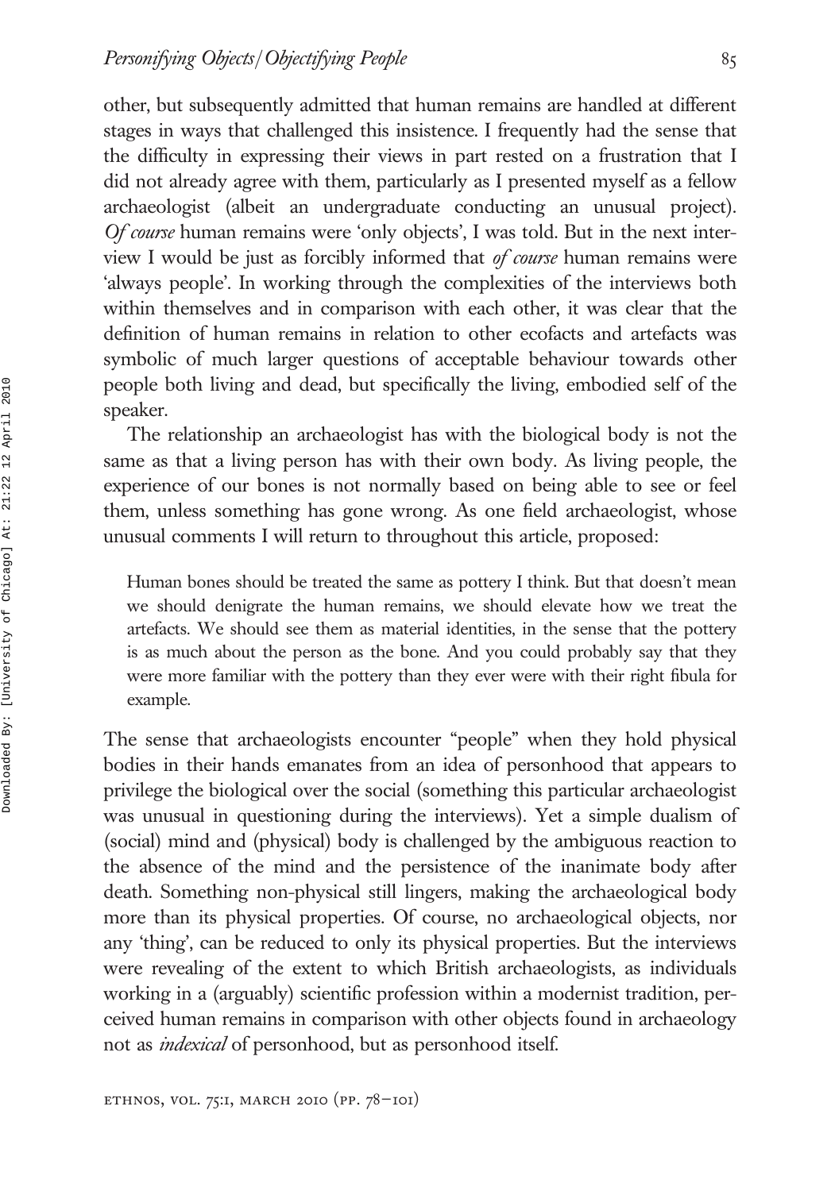other, but subsequently admitted that human remains are handled at different stages in ways that challenged this insistence. I frequently had the sense that the difficulty in expressing their views in part rested on a frustration that I did not already agree with them, particularly as I presented myself as a fellow archaeologist (albeit an undergraduate conducting an unusual project). *Of course* human remains were 'only objects', I was told. But in the next interview I would be just as forcibly informed that *of course* human remains were 'always people'. In working through the complexities of the interviews both within themselves and in comparison with each other, it was clear that the definition of human remains in relation to other ecofacts and artefacts was symbolic of much larger questions of acceptable behaviour towards other people both living and dead, but specifically the living, embodied self of the speaker.

The relationship an archaeologist has with the biological body is not the same as that a living person has with their own body. As living people, the experience of our bones is not normally based on being able to see or feel them, unless something has gone wrong. As one field archaeologist, whose unusual comments I will return to throughout this article, proposed:

> Human bones should be treated the same as pottery I think. But that doesn't mean we should denigrate the human remains, we should elevate how we treat the artefacts. We should see them as material identities, in the sense that the pottery is as much about the person as the bone. And you could probably say that they were more familiar with the pottery than they ever were with their right fibula for example.

The sense that archaeologists encounter "people" when they hold physical bodies in their hands emanates from an idea of personhood that appears to privilege the biological over the social (something this particular archaeologist was unusual in questioning during the interviews). Yet a simple dualism of (social) mind and (physical) body is challenged by the ambiguous reaction to the absence of the mind and the persistence of the inanimate body after death. Something non-physical still lingers, making the archaeological body more than its physical properties. Of course, no archaeological objects, nor any 'thing', can be reduced to only its physical properties. But the interviews were revealing of the extent to which British archaeologists, as individuals working in a (arguably) scientific profession within a modernist tradition, perceived human remains in comparison with other objects found in archaeology not as *indexical* of personhood, but as personhood itself.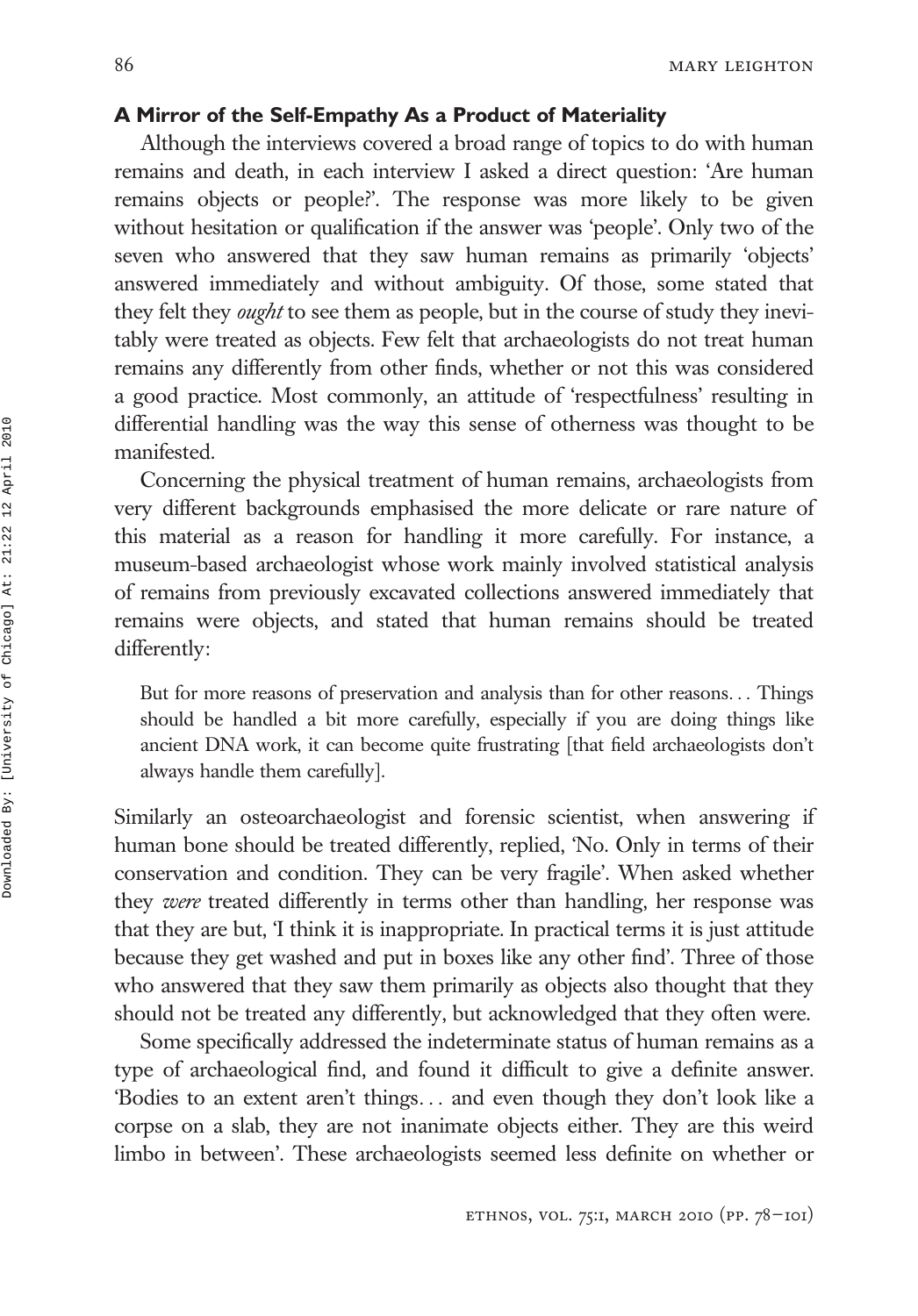### A Mirror of the Self-Empathy As a Product of Materiality

Although the interviews covered a broad range of topics to do with human remains and death, in each interview I asked a direct question: 'Are human remains objects or people?'. The response was more likely to be given without hesitation or qualification if the answer was 'people'. Only two of the seven who answered that they saw human remains as primarily 'objects' answered immediately and without ambiguity. Of those, some stated that they felt they *ought* to see them as people, but in the course of study they inevitably were treated as objects. Few felt that archaeologists do not treat human remains any differently from other finds, whether or not this was considered a good practice. Most commonly, an attitude of 'respectfulness' resulting in differential handling was the way this sense of otherness was thought to be manifested.

Concerning the physical treatment of human remains, archaeologists from very different backgrounds emphasised the more delicate or rare nature of this material as a reason for handling it more carefully. For instance, a museum-based archaeologist whose work mainly involved statistical analysis of remains from previously excavated collections answered immediately that remains were objects, and stated that human remains should be treated differently:

> But for more reasons of preservation and analysis than for other reasons… Things should be handled a bit more carefully, especially if you are doing things like ancient DNA work, it can become quite frustrating [that field archaeologists don't always handle them carefully].

Similarly an osteoarchaeologist and forensic scientist, when answering if human bone should be treated differently, replied, 'No. Only in terms of their conservation and condition. They can be very fragile'. When asked whether they *were* treated differently in terms other than handling, her response was that they are but, 'I think it is inappropriate. In practical terms it is just attitude because they get washed and put in boxes like any other find'. Three of those who answered that they saw them primarily as objects also thought that they should not be treated any differently, but acknowledged that they often were.

Some specifically addressed the indeterminate status of human remains as a type of archaeological find, and found it difficult to give a definite answer. 'Bodies to an extent aren't things… and even though they don't look like a corpse on a slab, they are not inanimate objects either. They are this weird limbo in between'. These archaeologists seemed less definite on whether or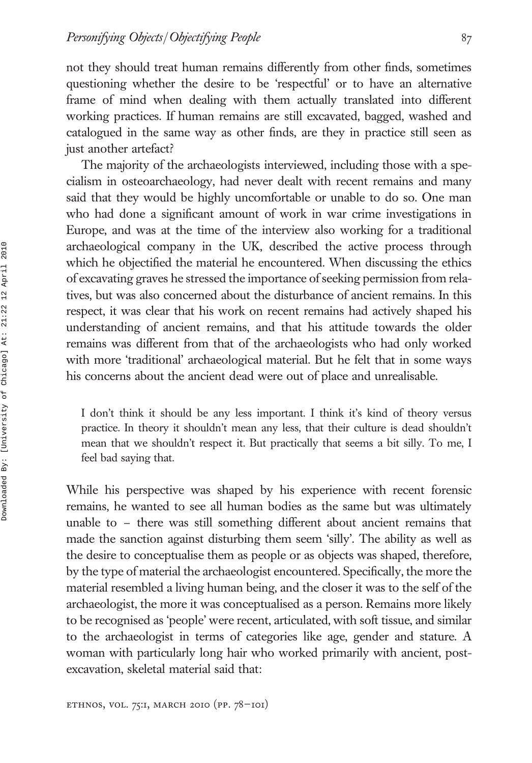not they should treat human remains differently from other finds, sometimes questioning whether the desire to be 'respectful' or to have an alternative frame of mind when dealing with them actually translated into different working practices. If human remains are still excavated, bagged, washed and catalogued in the same way as other finds, are they in practice still seen as just another artefact?

The majority of the archaeologists interviewed, including those with a specialism in osteoarchaeology, had never dealt with recent remains and many said that they would be highly uncomfortable or unable to do so. One man who had done a significant amount of work in war crime investigations in Europe, and was at the time of the interview also working for a traditional archaeological company in the UK, described the active process through which he objectified the material he encountered. When discussing the ethics of excavating graves he stressed the importance of seeking permission from relatives, but was also concerned about the disturbance of ancient remains. In this respect, it was clear that his work on recent remains had actively shaped his understanding of ancient remains, and that his attitude towards the older remains was different from that of the archaeologists who had only worked with more 'traditional' archaeological material. But he felt that in some ways his concerns about the ancient dead were out of place and unrealisable.

> I don't think it should be any less important. I think it's kind of theory versus practice. In theory it shouldn't mean any less, that their culture is dead shouldn't mean that we shouldn't respect it. But practically that seems a bit silly. To me, I feel bad saying that.

While his perspective was shaped by his experience with recent forensic remains, he wanted to see all human bodies as the same but was ultimately unable to – there was still something different about ancient remains that made the sanction against disturbing them seem 'silly'. The ability as well as the desire to conceptualise them as people or as objects was shaped, therefore, by the type of material the archaeologist encountered. Specifically, the more the material resembled a living human being, and the closer it was to the self of the archaeologist, the more it was conceptualised as a person. Remains more likely to be recognised as 'people' were recent, articulated, with soft tissue, and similar to the archaeologist in terms of categories like age, gender and stature. A woman with particularly long hair who worked primarily with ancient, post-excavation, skeletal material said that: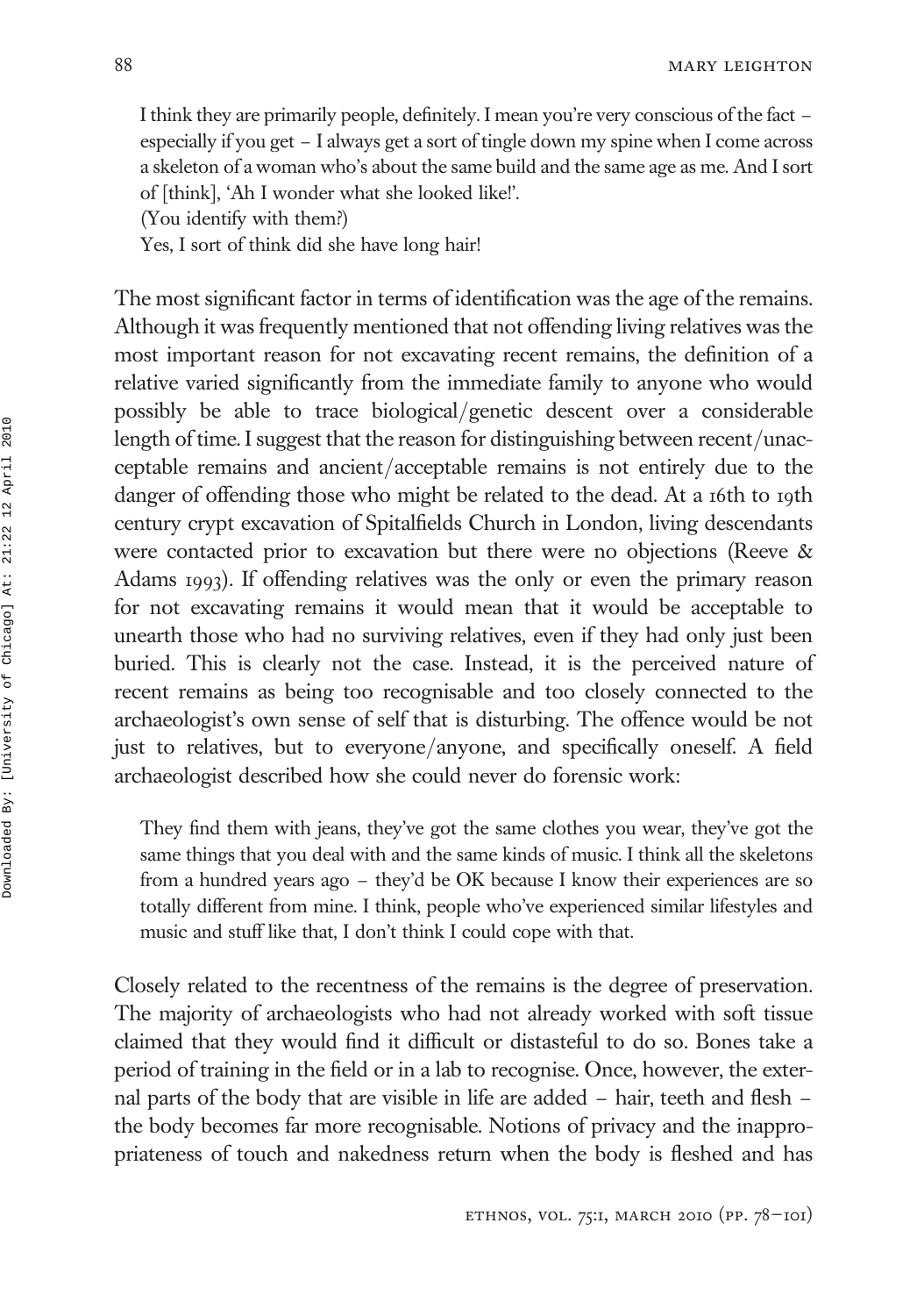> I think they are primarily people, definitely. I mean you're very conscious of the fact – especially if you get – I always get a sort of tingle down my spine when I come across a skeleton of a woman who's about the same build and the same age as me. And I sort of [think], 'Ah I wonder what she looked like!'.
> (You identify with them?)
> Yes, I sort of think did she have long hair!

The most significant factor in terms of identification was the age of the remains. Although it was frequently mentioned that not offending living relatives was the most important reason for not excavating recent remains, the definition of a relative varied significantly from the immediate family to anyone who would possibly be able to trace biological/genetic descent over a considerable length of time. I suggest that the reason for distinguishing between recent/unacceptable remains and ancient/acceptable remains is not entirely due to the danger of offending those who might be related to the dead. At a 16th to 19th century crypt excavation of Spitalfields Church in London, living descendants were contacted prior to excavation but there were no objections (Reeve & Adams 1993). If offending relatives was the only or even the primary reason for not excavating remains it would mean that it would be acceptable to unearth those who had no surviving relatives, even if they had only just been buried. This is clearly not the case. Instead, it is the perceived nature of recent remains as being too recognisable and too closely connected to the archaeologist's own sense of self that is disturbing. The offence would be not just to relatives, but to everyone/anyone, and specifically oneself. A field archaeologist described how she could never do forensic work:

> They find them with jeans, they've got the same clothes you wear, they've got the same things that you deal with and the same kinds of music. I think all the skeletons from a hundred years ago – they'd be OK because I know their experiences are so totally different from mine. I think, people who've experienced similar lifestyles and music and stuff like that, I don't think I could cope with that.

Closely related to the recentness of the remains is the degree of preservation. The majority of archaeologists who had not already worked with soft tissue claimed that they would find it difficult or distasteful to do so. Bones take a period of training in the field or in a lab to recognise. Once, however, the external parts of the body that are visible in life are added – hair, teeth and flesh – the body becomes far more recognisable. Notions of privacy and the inappropriateness of touch and nakedness return when the body is fleshed and has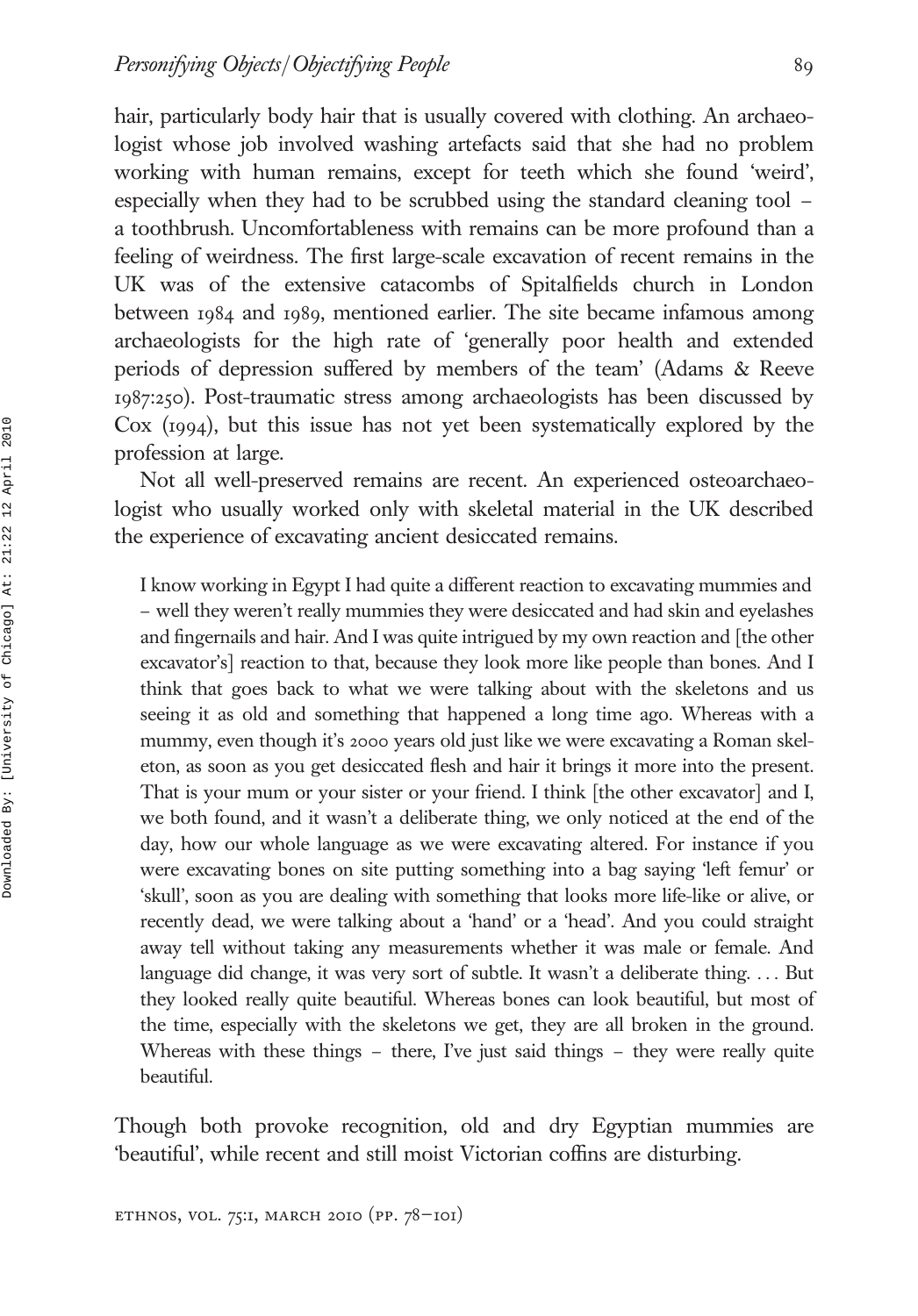hair, particularly body hair that is usually covered with clothing. An archaeologist whose job involved washing artefacts said that she had no problem working with human remains, except for teeth which she found 'weird', especially when they had to be scrubbed using the standard cleaning tool – a toothbrush. Uncomfortableness with remains can be more profound than a feeling of weirdness. The first large-scale excavation of recent remains in the UK was of the extensive catacombs of Spitalfields church in London between 1984 and 1989, mentioned earlier. The site became infamous among archaeologists for the high rate of 'generally poor health and extended periods of depression suffered by members of the team' (Adams & Reeve 1987:250). Post-traumatic stress among archaeologists has been discussed by Cox (1994), but this issue has not yet been systematically explored by the profession at large.

Not all well-preserved remains are recent. An experienced osteoarchaeologist who usually worked only with skeletal material in the UK described the experience of excavating ancient desiccated remains.

> I know working in Egypt I had quite a different reaction to excavating mummies and – well they weren't really mummies they were desiccated and had skin and eyelashes and fingernails and hair. And I was quite intrigued by my own reaction and [the other excavator's] reaction to that, because they look more like people than bones. And I think that goes back to what we were talking about with the skeletons and us seeing it as old and something that happened a long time ago. Whereas with a mummy, even though it's 2000 years old just like we were excavating a Roman skeleton, as soon as you get desiccated flesh and hair it brings it more into the present. That is your mum or your sister or your friend. I think [the other excavator] and I, we both found, and it wasn't a deliberate thing, we only noticed at the end of the day, how our whole language as we were excavating altered. For instance if you were excavating bones on site putting something into a bag saying 'left femur' or 'skull', soon as you are dealing with something that looks more life-like or alive, or recently dead, we were talking about a 'hand' or a 'head'. And you could straight away tell without taking any measurements whether it was male or female. And language did change, it was very sort of subtle. It wasn't a deliberate thing. . . . But they looked really quite beautiful. Whereas bones can look beautiful, but most of the time, especially with the skeletons we get, they are all broken in the ground. Whereas with these things – there, I've just said things – they were really quite beautiful.

Though both provoke recognition, old and dry Egyptian mummies are 'beautiful', while recent and still moist Victorian coffins are disturbing.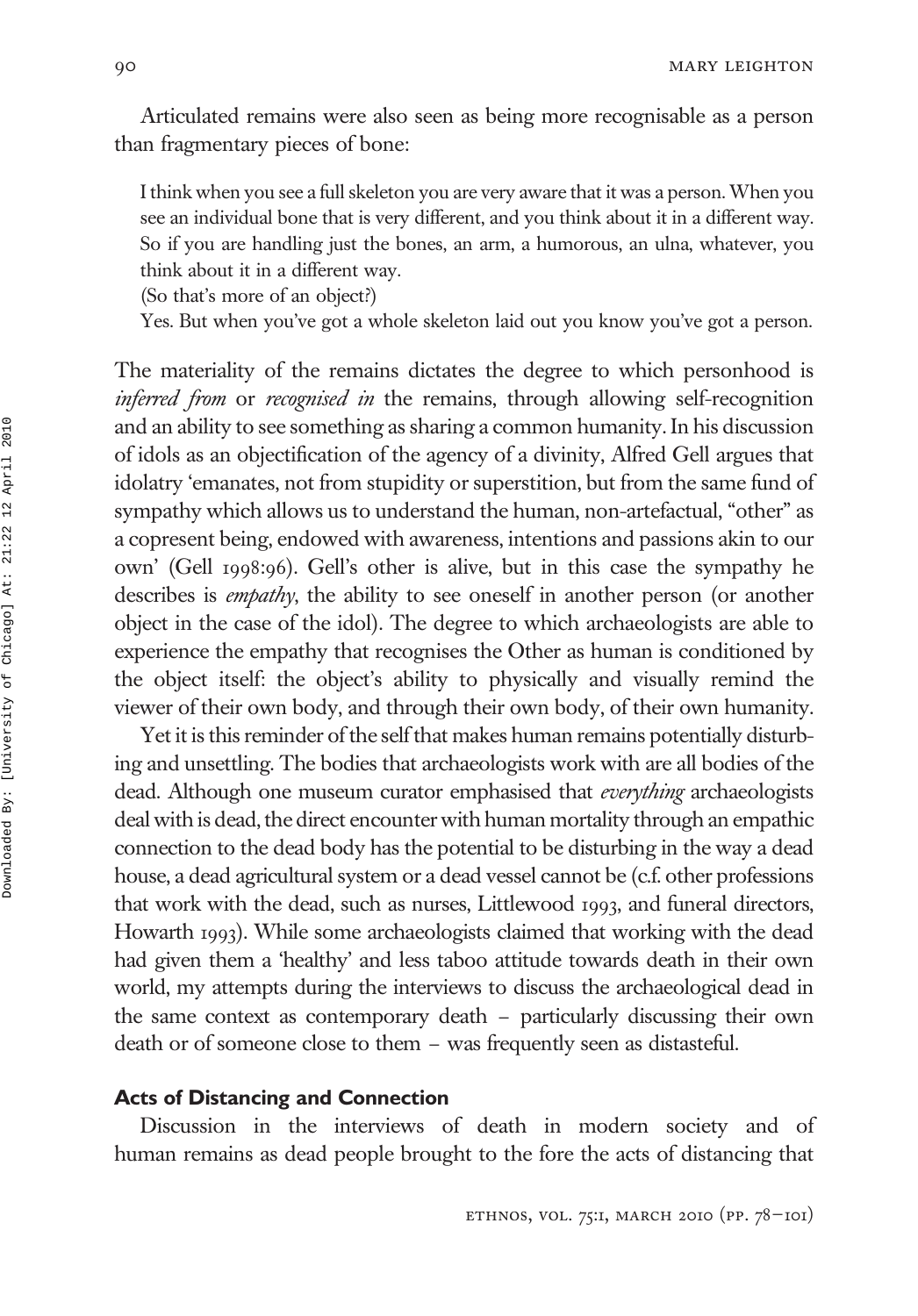Articulated remains were also seen as being more recognisable as a person than fragmentary pieces of bone:

> I think when you see a full skeleton you are very aware that it was a person. When you see an individual bone that is very different, and you think about it in a different way. So if you are handling just the bones, an arm, a humorous, an ulna, whatever, you think about it in a different way.
>
> (So that's more of an object?)
>
> Yes. But when you've got a whole skeleton laid out you know you've got a person.

The materiality of the remains dictates the degree to which personhood is *inferred from* or *recognised in* the remains, through allowing self-recognition and an ability to see something as sharing a common humanity. In his discussion of idols as an objectification of the agency of a divinity, Alfred Gell argues that idolatry 'emanates, not from stupidity or superstition, but from the same fund of sympathy which allows us to understand the human, non-artefactual, "other" as a copresent being, endowed with awareness, intentions and passions akin to our own' (Gell 1998:96). Gell's other is alive, but in this case the sympathy he describes is *empathy*, the ability to see oneself in another person (or another object in the case of the idol). The degree to which archaeologists are able to experience the empathy that recognises the Other as human is conditioned by the object itself: the object's ability to physically and visually remind the viewer of their own body, and through their own body, of their own humanity.

Yet it is this reminder of the self that makes human remains potentially disturbing and unsettling. The bodies that archaeologists work with are all bodies of the dead. Although one museum curator emphasised that *everything* archaeologists deal with is dead, the direct encounter with human mortality through an empathic connection to the dead body has the potential to be disturbing in the way a dead house, a dead agricultural system or a dead vessel cannot be (c.f. other professions that work with the dead, such as nurses, Littlewood 1993, and funeral directors, Howarth 1993). While some archaeologists claimed that working with the dead had given them a 'healthy' and less taboo attitude towards death in their own world, my attempts during the interviews to discuss the archaeological dead in the same context as contemporary death – particularly discussing their own death or of someone close to them – was frequently seen as distasteful.

## Acts of Distancing and Connection

Discussion in the interviews of death in modern society and of human remains as dead people brought to the fore the acts of distancing that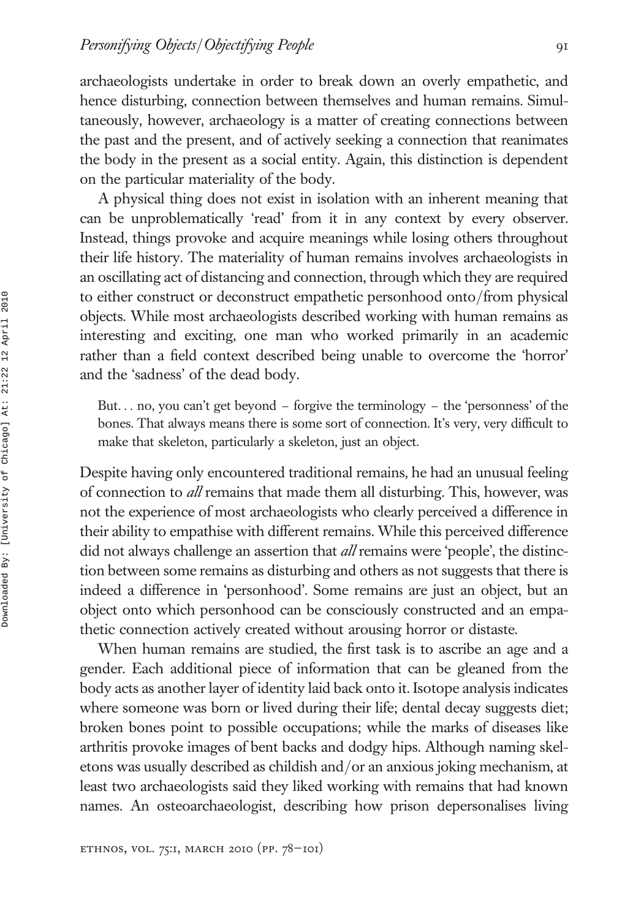archaeologists undertake in order to break down an overly empathetic, and hence disturbing, connection between themselves and human remains. Simultaneously, however, archaeology is a matter of creating connections between the past and the present, and of actively seeking a connection that reanimates the body in the present as a social entity. Again, this distinction is dependent on the particular materiality of the body.

A physical thing does not exist in isolation with an inherent meaning that can be unproblematically 'read' from it in any context by every observer. Instead, things provoke and acquire meanings while losing others throughout their life history. The materiality of human remains involves archaeologists in an oscillating act of distancing and connection, through which they are required to either construct or deconstruct empathetic personhood onto/from physical objects. While most archaeologists described working with human remains as interesting and exciting, one man who worked primarily in an academic rather than a field context described being unable to overcome the 'horror' and the 'sadness' of the dead body.

> But... no, you can't get beyond – forgive the terminology – the 'personness' of the bones. That always means there is some sort of connection. It's very, very difficult to make that skeleton, particularly a skeleton, just an object.

Despite having only encountered traditional remains, he had an unusual feeling of connection to *all* remains that made them all disturbing. This, however, was not the experience of most archaeologists who clearly perceived a difference in their ability to empathise with different remains. While this perceived difference did not always challenge an assertion that *all* remains were 'people', the distinction between some remains as disturbing and others as not suggests that there is indeed a difference in 'personhood'. Some remains are just an object, but an object onto which personhood can be consciously constructed and an empathetic connection actively created without arousing horror or distaste.

When human remains are studied, the first task is to ascribe an age and a gender. Each additional piece of information that can be gleaned from the body acts as another layer of identity laid back onto it. Isotope analysis indicates where someone was born or lived during their life; dental decay suggests diet; broken bones point to possible occupations; while the marks of diseases like arthritis provoke images of bent backs and dodgy hips. Although naming skeletons was usually described as childish and/or an anxious joking mechanism, at least two archaeologists said they liked working with remains that had known names. An osteoarchaeologist, describing how prison depersonalises living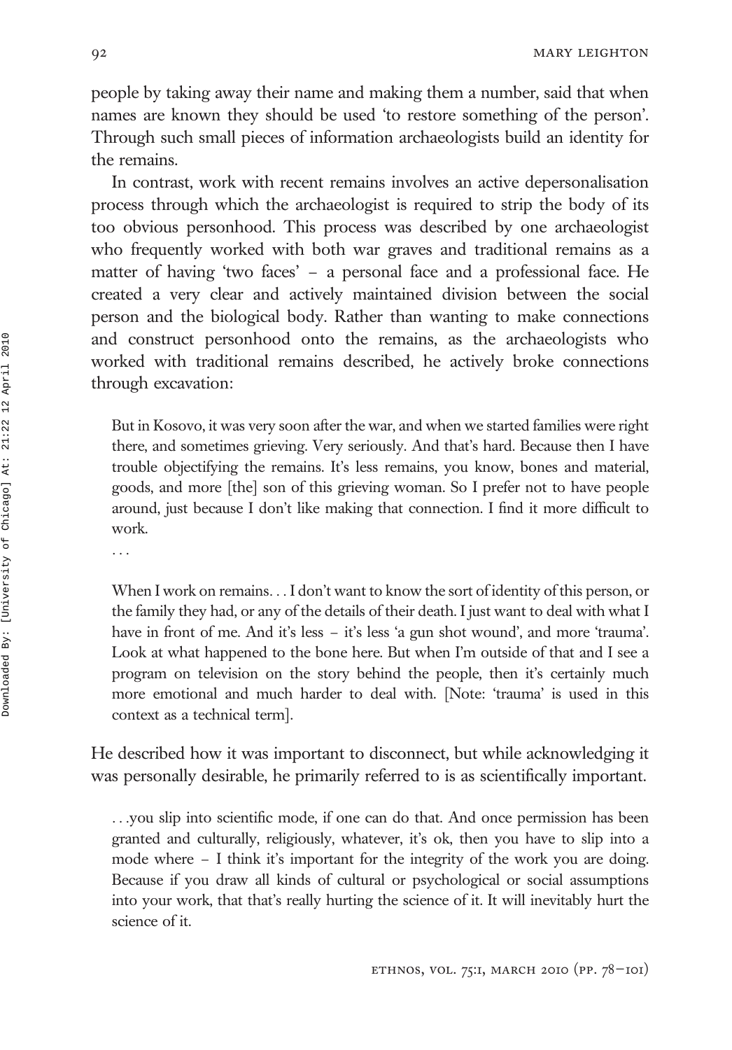people by taking away their name and making them a number, said that when names are known they should be used 'to restore something of the person'. Through such small pieces of information archaeologists build an identity for the remains.

In contrast, work with recent remains involves an active depersonalisation process through which the archaeologist is required to strip the body of its too obvious personhood. This process was described by one archaeologist who frequently worked with both war graves and traditional remains as a matter of having 'two faces' – a personal face and a professional face. He created a very clear and actively maintained division between the social person and the biological body. Rather than wanting to make connections and construct personhood onto the remains, as the archaeologists who worked with traditional remains described, he actively broke connections through excavation:

> But in Kosovo, it was very soon after the war, and when we started families were right there, and sometimes grieving. Very seriously. And that's hard. Because then I have trouble objectifying the remains. It's less remains, you know, bones and material, goods, and more [the] son of this grieving woman. So I prefer not to have people around, just because I don't like making that connection. I find it more difficult to work.
>
> . . .
>
> When I work on remains. . . I don't want to know the sort of identity of this person, or the family they had, or any of the details of their death. I just want to deal with what I have in front of me. And it's less – it's less 'a gun shot wound', and more 'trauma'. Look at what happened to the bone here. But when I'm outside of that and I see a program on television on the story behind the people, then it's certainly much more emotional and much harder to deal with. [Note: 'trauma' is used in this context as a technical term].

He described how it was important to disconnect, but while acknowledging it was personally desirable, he primarily referred to is as scientifically important.

> . . .you slip into scientific mode, if one can do that. And once permission has been granted and culturally, religiously, whatever, it's ok, then you have to slip into a mode where – I think it's important for the integrity of the work you are doing. Because if you draw all kinds of cultural or psychological or social assumptions into your work, that that's really hurting the science of it. It will inevitably hurt the science of it.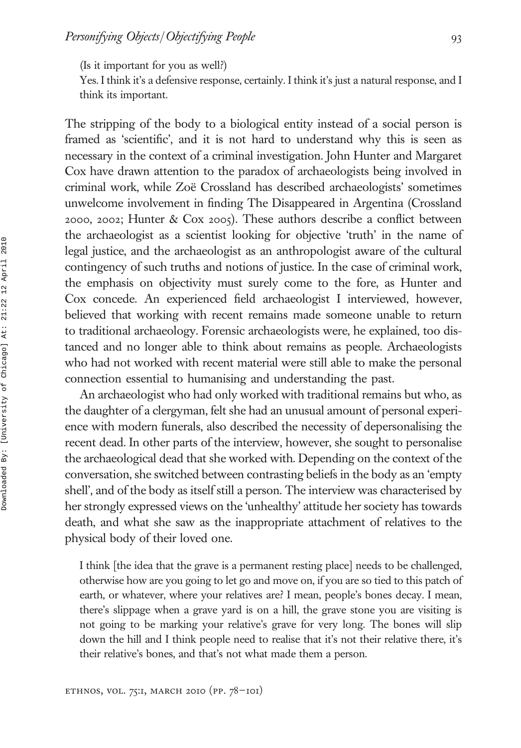(Is it important for you as well?)

Yes. I think it's a defensive response, certainly. I think it's just a natural response, and I think its important.

The stripping of the body to a biological entity instead of a social person is framed as 'scientific', and it is not hard to understand why this is seen as necessary in the context of a criminal investigation. John Hunter and Margaret Cox have drawn attention to the paradox of archaeologists being involved in criminal work, while Zoë Crossland has described archaeologists' sometimes unwelcome involvement in finding The Disappeared in Argentina (Crossland 2000, 2002; Hunter & Cox 2005). These authors describe a conflict between the archaeologist as a scientist looking for objective 'truth' in the name of legal justice, and the archaeologist as an anthropologist aware of the cultural contingency of such truths and notions of justice. In the case of criminal work, the emphasis on objectivity must surely come to the fore, as Hunter and Cox concede. An experienced field archaeologist I interviewed, however, believed that working with recent remains made someone unable to return to traditional archaeology. Forensic archaeologists were, he explained, too distanced and no longer able to think about remains as people. Archaeologists who had not worked with recent material were still able to make the personal connection essential to humanising and understanding the past.

An archaeologist who had only worked with traditional remains but who, as the daughter of a clergyman, felt she had an unusual amount of personal experience with modern funerals, also described the necessity of depersonalising the recent dead. In other parts of the interview, however, she sought to personalise the archaeological dead that she worked with. Depending on the context of the conversation, she switched between contrasting beliefs in the body as an 'empty shell', and of the body as itself still a person. The interview was characterised by her strongly expressed views on the 'unhealthy' attitude her society has towards death, and what she saw as the inappropriate attachment of relatives to the physical body of their loved one.

I think [the idea that the grave is a permanent resting place] needs to be challenged, otherwise how are you going to let go and move on, if you are so tied to this patch of earth, or whatever, where your relatives are? I mean, people's bones decay. I mean, there's slippage when a grave yard is on a hill, the grave stone you are visiting is not going to be marking your relative's grave for very long. The bones will slip down the hill and I think people need to realise that it's not their relative there, it's their relative's bones, and that's not what made them a person.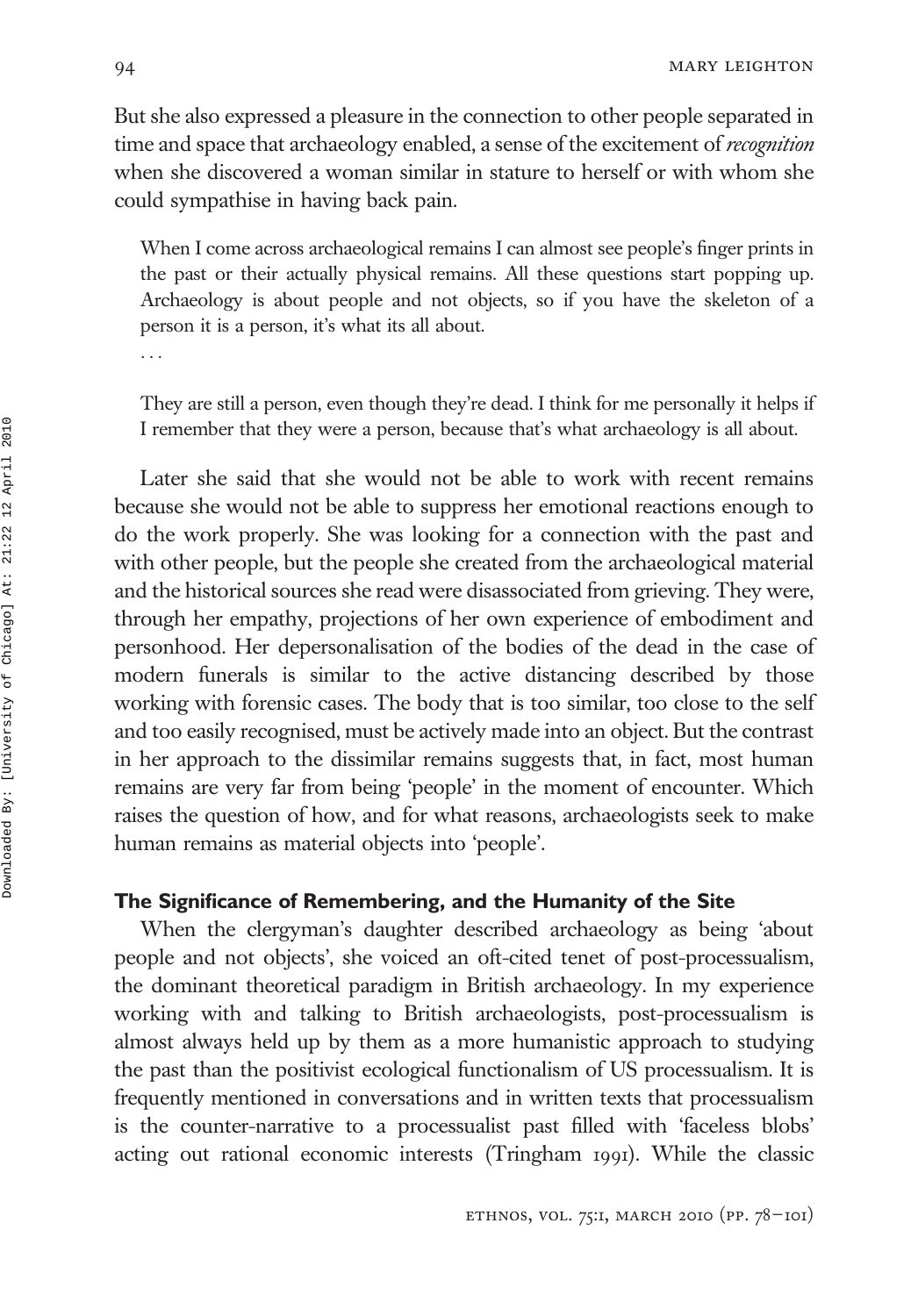But she also expressed a pleasure in the connection to other people separated in time and space that archaeology enabled, a sense of the excitement of *recognition* when she discovered a woman similar in stature to herself or with whom she could sympathise in having back pain.

> When I come across archaeological remains I can almost see people's finger prints in the past or their actually physical remains. All these questions start popping up. Archaeology is about people and not objects, so if you have the skeleton of a person it is a person, it's what its all about.
>
> ...
>
> They are still a person, even though they're dead. I think for me personally it helps if I remember that they were a person, because that's what archaeology is all about.

Later she said that she would not be able to work with recent remains because she would not be able to suppress her emotional reactions enough to do the work properly. She was looking for a connection with the past and with other people, but the people she created from the archaeological material and the historical sources she read were disassociated from grieving. They were, through her empathy, projections of her own experience of embodiment and personhood. Her depersonalisation of the bodies of the dead in the case of modern funerals is similar to the active distancing described by those working with forensic cases. The body that is too similar, too close to the self and too easily recognised, must be actively made into an object. But the contrast in her approach to the dissimilar remains suggests that, in fact, most human remains are very far from being 'people' in the moment of encounter. Which raises the question of how, and for what reasons, archaeologists seek to make human remains as material objects into 'people'.

## The Significance of Remembering, and the Humanity of the Site

When the clergyman's daughter described archaeology as being 'about people and not objects', she voiced an oft-cited tenet of post-processualism, the dominant theoretical paradigm in British archaeology. In my experience working with and talking to British archaeologists, post-processualism is almost always held up by them as a more humanistic approach to studying the past than the positivist ecological functionalism of US processualism. It is frequently mentioned in conversations and in written texts that processualism is the counter-narrative to a processualist past filled with 'faceless blobs' acting out rational economic interests (Tringham 1991). While the classic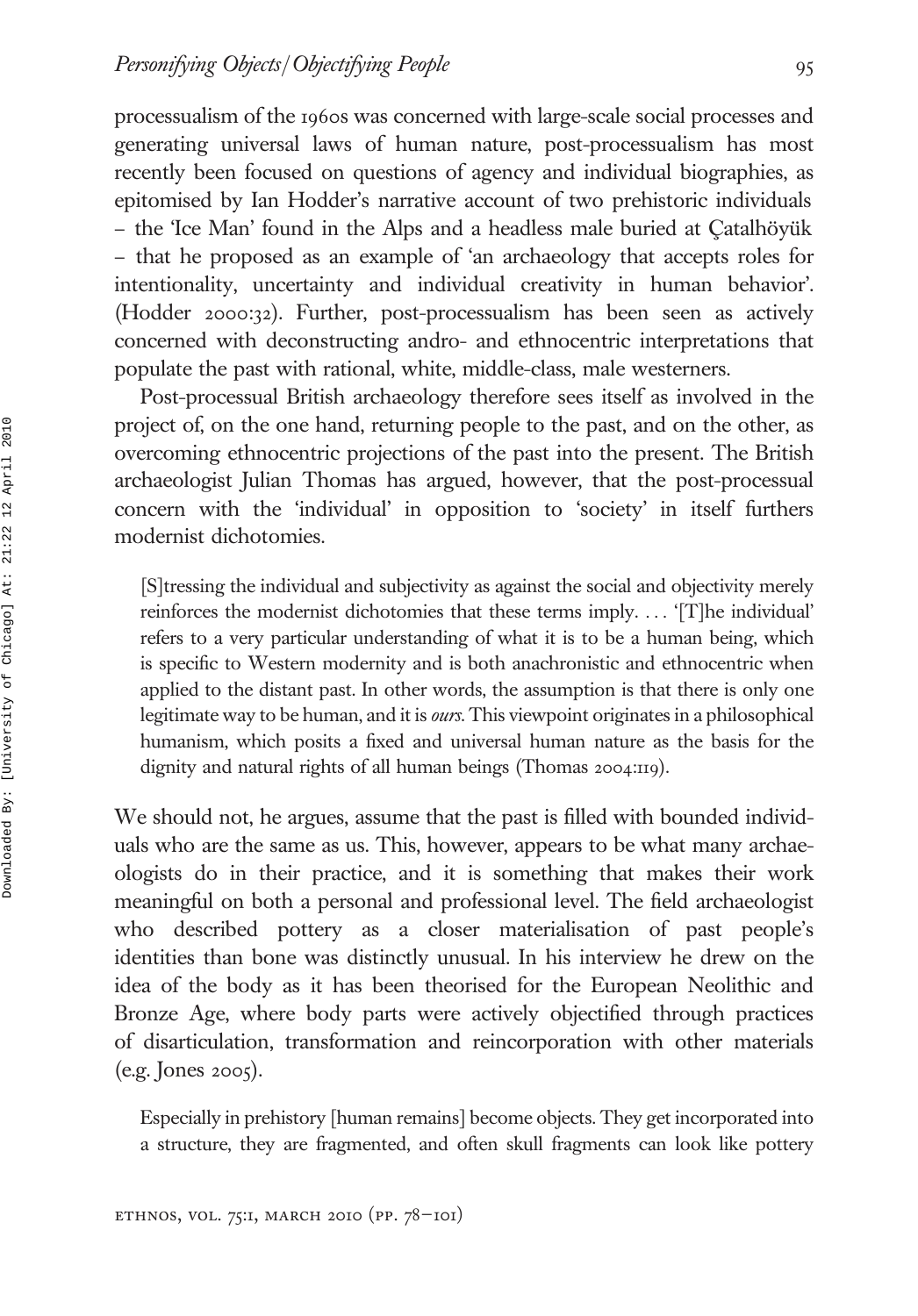processualism of the 1960s was concerned with large-scale social processes and generating universal laws of human nature, post-processualism has most recently been focused on questions of agency and individual biographies, as epitomised by Ian Hodder's narrative account of two prehistoric individuals – the 'Ice Man' found in the Alps and a headless male buried at Çatalhöyük – that he proposed as an example of 'an archaeology that accepts roles for intentionality, uncertainty and individual creativity in human behavior'. (Hodder 2000:32). Further, post-processualism has been seen as actively concerned with deconstructing andro- and ethnocentric interpretations that populate the past with rational, white, middle-class, male westerners.

Post-processual British archaeology therefore sees itself as involved in the project of, on the one hand, returning people to the past, and on the other, as overcoming ethnocentric projections of the past into the present. The British archaeologist Julian Thomas has argued, however, that the post-processual concern with the 'individual' in opposition to 'society' in itself furthers modernist dichotomies.

> [S]tressing the individual and subjectivity as against the social and objectivity merely reinforces the modernist dichotomies that these terms imply. . . . '[T]he individual' refers to a very particular understanding of what it is to be a human being, which is specific to Western modernity and is both anachronistic and ethnocentric when applied to the distant past. In other words, the assumption is that there is only one legitimate way to be human, and it is *ours*. This viewpoint originates in a philosophical humanism, which posits a fixed and universal human nature as the basis for the dignity and natural rights of all human beings (Thomas 2004:119).

We should not, he argues, assume that the past is filled with bounded individuals who are the same as us. This, however, appears to be what many archaeologists do in their practice, and it is something that makes their work meaningful on both a personal and professional level. The field archaeologist who described pottery as a closer materialisation of past people's identities than bone was distinctly unusual. In his interview he drew on the idea of the body as it has been theorised for the European Neolithic and Bronze Age, where body parts were actively objectified through practices of disarticulation, transformation and reincorporation with other materials (e.g. Jones 2005).

> Especially in prehistory [human remains] become objects. They get incorporated into a structure, they are fragmented, and often skull fragments can look like pottery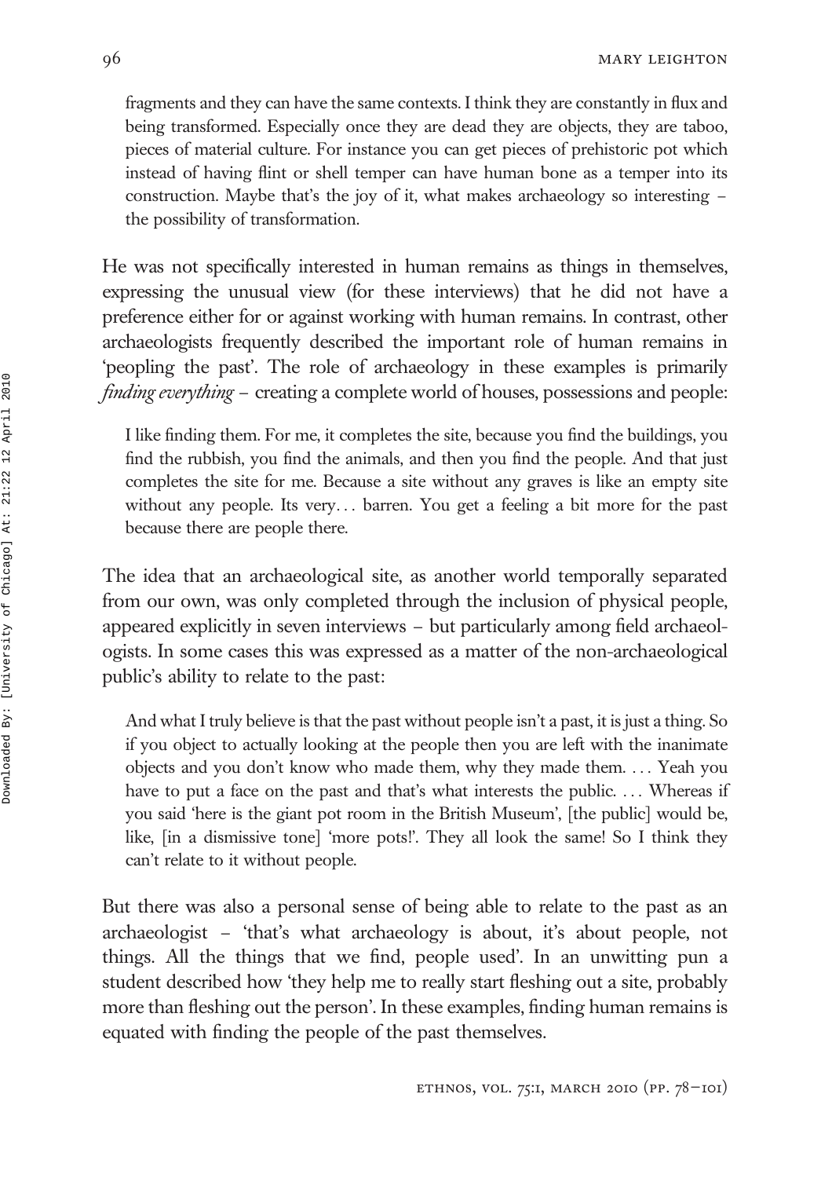> fragments and they can have the same contexts. I think they are constantly in flux and being transformed. Especially once they are dead they are objects, they are taboo, pieces of material culture. For instance you can get pieces of prehistoric pot which instead of having flint or shell temper can have human bone as a temper into its construction. Maybe that's the joy of it, what makes archaeology so interesting – the possibility of transformation.

He was not specifically interested in human remains as things in themselves, expressing the unusual view (for these interviews) that he did not have a preference either for or against working with human remains. In contrast, other archaeologists frequently described the important role of human remains in 'peopling the past'. The role of archaeology in these examples is primarily *finding everything* – creating a complete world of houses, possessions and people:

> I like finding them. For me, it completes the site, because you find the buildings, you find the rubbish, you find the animals, and then you find the people. And that just completes the site for me. Because a site without any graves is like an empty site without any people. Its very... barren. You get a feeling a bit more for the past because there are people there.

The idea that an archaeological site, as another world temporally separated from our own, was only completed through the inclusion of physical people, appeared explicitly in seven interviews – but particularly among field archaeologists. In some cases this was expressed as a matter of the non-archaeological public's ability to relate to the past:

> And what I truly believe is that the past without people isn't a past, it is just a thing. So if you object to actually looking at the people then you are left with the inanimate objects and you don't know who made them, why they made them. ... Yeah you have to put a face on the past and that's what interests the public. ... Whereas if you said 'here is the giant pot room in the British Museum', [the public] would be, like, [in a dismissive tone] 'more pots!'. They all look the same! So I think they can't relate to it without people.

But there was also a personal sense of being able to relate to the past as an archaeologist – 'that's what archaeology is about, it's about people, not things. All the things that we find, people used'. In an unwitting pun a student described how 'they help me to really start fleshing out a site, probably more than fleshing out the person'. In these examples, finding human remains is equated with finding the people of the past themselves.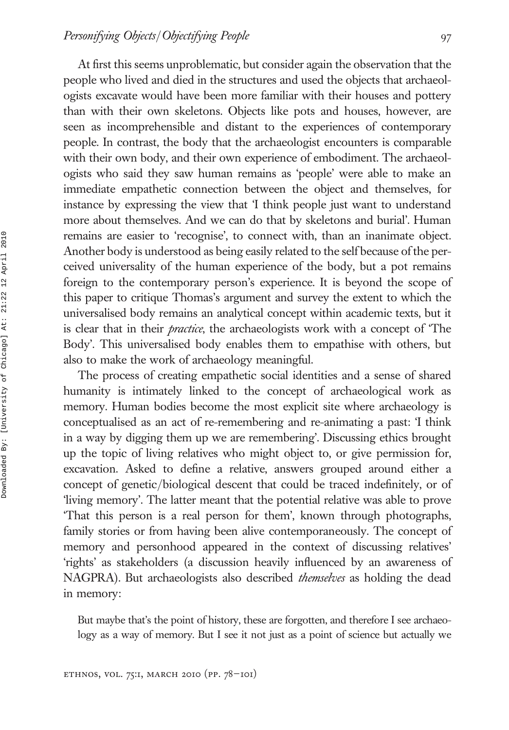At first this seems unproblematic, but consider again the observation that the people who lived and died in the structures and used the objects that archaeologists excavate would have been more familiar with their houses and pottery than with their own skeletons. Objects like pots and houses, however, are seen as incomprehensible and distant to the experiences of contemporary people. In contrast, the body that the archaeologist encounters is comparable with their own body, and their own experience of embodiment. The archaeologists who said they saw human remains as 'people' were able to make an immediate empathetic connection between the object and themselves, for instance by expressing the view that 'I think people just want to understand more about themselves. And we can do that by skeletons and burial'. Human remains are easier to 'recognise', to connect with, than an inanimate object. Another body is understood as being easily related to the self because of the perceived universality of the human experience of the body, but a pot remains foreign to the contemporary person's experience. It is beyond the scope of this paper to critique Thomas's argument and survey the extent to which the universalised body remains an analytical concept within academic texts, but it is clear that in their *practice*, the archaeologists work with a concept of 'The Body'. This universalised body enables them to empathise with others, but also to make the work of archaeology meaningful.

The process of creating empathetic social identities and a sense of shared humanity is intimately linked to the concept of archaeological work as memory. Human bodies become the most explicit site where archaeology is conceptualised as an act of re-remembering and re-animating a past: 'I think in a way by digging them up we are remembering'. Discussing ethics brought up the topic of living relatives who might object to, or give permission for, excavation. Asked to define a relative, answers grouped around either a concept of genetic/biological descent that could be traced indefinitely, or of 'living memory'. The latter meant that the potential relative was able to prove 'That this person is a real person for them', known through photographs, family stories or from having been alive contemporaneously. The concept of memory and personhood appeared in the context of discussing relatives' 'rights' as stakeholders (a discussion heavily influenced by an awareness of NAGPRA). But archaeologists also described *themselves* as holding the dead in memory:

> But maybe that's the point of history, these are forgotten, and therefore I see archaeology as a way of memory. But I see it not just as a point of science but actually we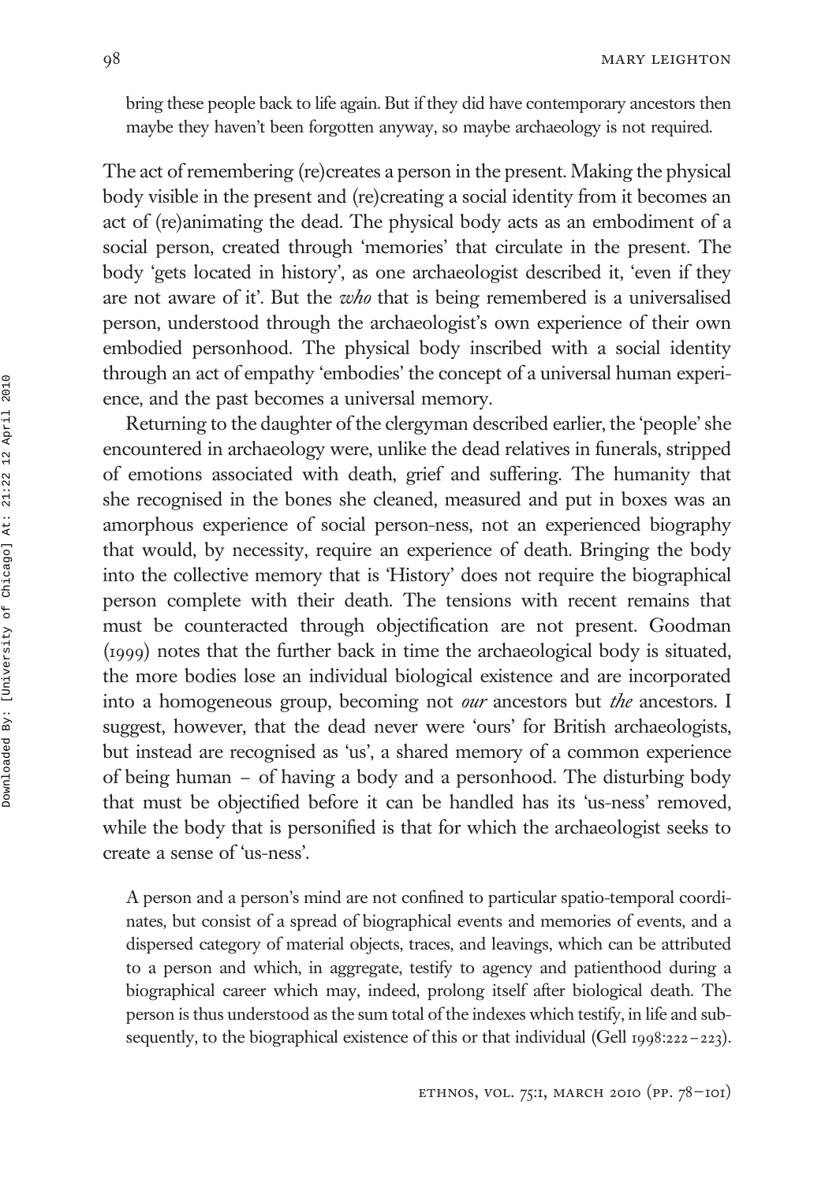bring these people back to life again. But if they did have contemporary ancestors then maybe they haven't been forgotten anyway, so maybe archaeology is not required.

The act of remembering (re)creates a person in the present. Making the physical body visible in the present and (re)creating a social identity from it becomes an act of (re)animating the dead. The physical body acts as an embodiment of a social person, created through 'memories' that circulate in the present. The body 'gets located in history', as one archaeologist described it, 'even if they are not aware of it'. But the *who* that is being remembered is a universalised person, understood through the archaeologist's own experience of their own embodied personhood. The physical body inscribed with a social identity through an act of empathy 'embodies' the concept of a universal human experience, and the past becomes a universal memory.

Returning to the daughter of the clergyman described earlier, the 'people' she encountered in archaeology were, unlike the dead relatives in funerals, stripped of emotions associated with death, grief and suffering. The humanity that she recognised in the bones she cleaned, measured and put in boxes was an amorphous experience of social person-ness, not an experienced biography that would, by necessity, require an experience of death. Bringing the body into the collective memory that is 'History' does not require the biographical person complete with their death. The tensions with recent remains that must be counteracted through objectification are not present. Goodman (1999) notes that the further back in time the archaeological body is situated, the more bodies lose an individual biological existence and are incorporated into a homogeneous group, becoming not *our* ancestors but *the* ancestors. I suggest, however, that the dead never were 'ours' for British archaeologists, but instead are recognised as 'us', a shared memory of a common experience of being human – of having a body and a personhood. The disturbing body that must be objectified before it can be handled has its 'us-ness' removed, while the body that is personified is that for which the archaeologist seeks to create a sense of 'us-ness'.

> A person and a person's mind are not confined to particular spatio-temporal coordinates, but consist of a spread of biographical events and memories of events, and a dispersed category of material objects, traces, and leavings, which can be attributed to a person and which, in aggregate, testify to agency and patienthood during a biographical career which may, indeed, prolong itself after biological death. The person is thus understood as the sum total of the indexes which testify, in life and subsequently, to the biographical existence of this or that individual (Gell 1998:222–223).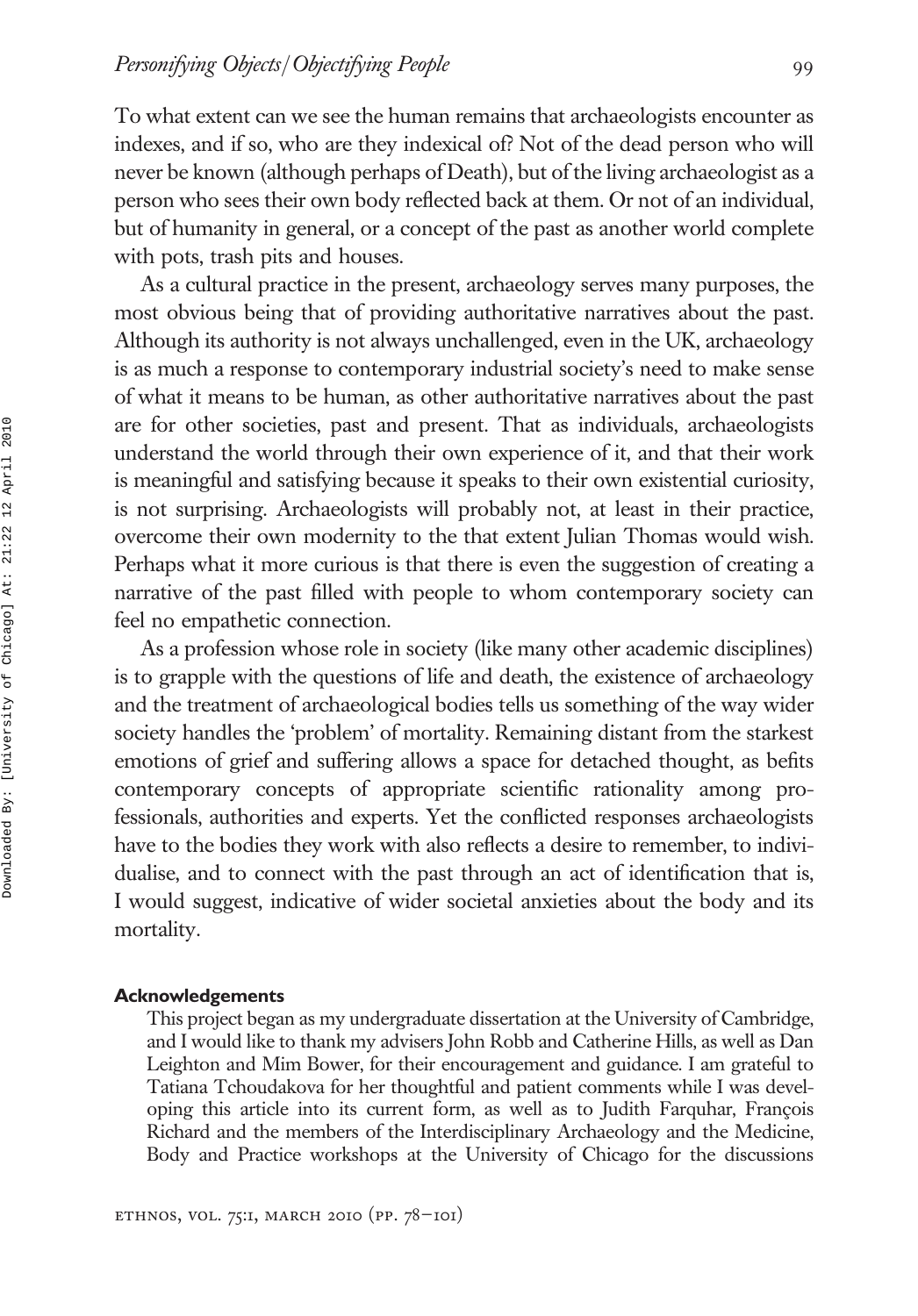To what extent can we see the human remains that archaeologists encounter as indexes, and if so, who are they indexical of? Not of the dead person who will never be known (although perhaps of Death), but of the living archaeologist as a person who sees their own body reflected back at them. Or not of an individual, but of humanity in general, or a concept of the past as another world complete with pots, trash pits and houses.

As a cultural practice in the present, archaeology serves many purposes, the most obvious being that of providing authoritative narratives about the past. Although its authority is not always unchallenged, even in the UK, archaeology is as much a response to contemporary industrial society's need to make sense of what it means to be human, as other authoritative narratives about the past are for other societies, past and present. That as individuals, archaeologists understand the world through their own experience of it, and that their work is meaningful and satisfying because it speaks to their own existential curiosity, is not surprising. Archaeologists will probably not, at least in their practice, overcome their own modernity to the that extent Julian Thomas would wish. Perhaps what it more curious is that there is even the suggestion of creating a narrative of the past filled with people to whom contemporary society can feel no empathetic connection.

As a profession whose role in society (like many other academic disciplines) is to grapple with the questions of life and death, the existence of archaeology and the treatment of archaeological bodies tells us something of the way wider society handles the 'problem' of mortality. Remaining distant from the starkest emotions of grief and suffering allows a space for detached thought, as befits contemporary concepts of appropriate scientific rationality among professionals, authorities and experts. Yet the conflicted responses archaeologists have to the bodies they work with also reflects a desire to remember, to individualise, and to connect with the past through an act of identification that is, I would suggest, indicative of wider societal anxieties about the body and its mortality.

#### Acknowledgements

This project began as my undergraduate dissertation at the University of Cambridge, and I would like to thank my advisers John Robb and Catherine Hills, as well as Dan Leighton and Mim Bower, for their encouragement and guidance. I am grateful to Tatiana Tchoudakova for her thoughtful and patient comments while I was developing this article into its current form, as well as to Judith Farquhar, François Richard and the members of the Interdisciplinary Archaeology and the Medicine, Body and Practice workshops at the University of Chicago for the discussions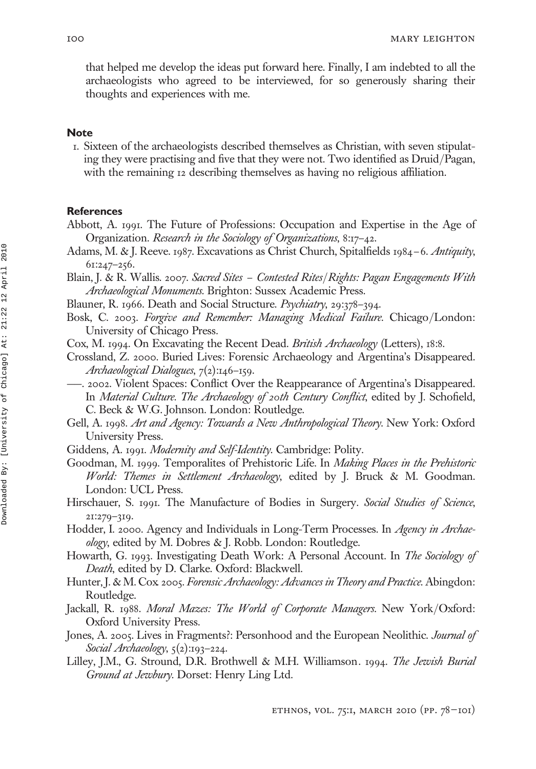that helped me develop the ideas put forward here. Finally, I am indebted to all the archaeologists who agreed to be interviewed, for so generously sharing their thoughts and experiences with me.

### Note

1. Sixteen of the archaeologists described themselves as Christian, with seven stipulating they were practising and five that they were not. Two identified as Druid/Pagan, with the remaining 12 describing themselves as having no religious affiliation.

### References

Abbott, A. 1991. The Future of Professions: Occupation and Expertise in the Age of Organization. *Research in the Sociology of Organizations*, 8:17–42.

Adams, M. & J. Reeve. 1987. Excavations as Christ Church, Spitalfields 1984–6. *Antiquity*, 61:247–256.

Blain, J. & R. Wallis. 2007. *Sacred Sites – Contested Rites/Rights: Pagan Engagements With Archaeological Monuments*. Brighton: Sussex Academic Press.

Blauner, R. 1966. Death and Social Structure. *Psychiatry*, 29:378–394.

Bosk, C. 2003. *Forgive and Remember: Managing Medical Failure*. Chicago/London: University of Chicago Press.

Cox, M. 1994. On Excavating the Recent Dead. *British Archaeology* (Letters), 18:8.

Crossland, Z. 2000. Buried Lives: Forensic Archaeology and Argentina's Disappeared. *Archaeological Dialogues*, 7(2):146–159.

——. 2002. Violent Spaces: Conflict Over the Reappearance of Argentina's Disappeared. In *Material Culture. The Archaeology of 20th Century Conflict*, edited by J. Schofield, C. Beck & W.G. Johnson. London: Routledge.

Gell, A. 1998. *Art and Agency: Towards a New Anthropological Theory*. New York: Oxford University Press.

Giddens, A. 1991. *Modernity and Self-Identity*. Cambridge: Polity.

Goodman, M. 1999. Temporalites of Prehistoric Life. In *Making Places in the Prehistoric World: Themes in Settlement Archaeology*, edited by J. Bruck & M. Goodman. London: UCL Press.

Hirschauer, S. 1991. The Manufacture of Bodies in Surgery. *Social Studies of Science*, 21:279–319.

Hodder, I. 2000. Agency and Individuals in Long-Term Processes. In *Agency in Archaeology*, edited by M. Dobres & J. Robb. London: Routledge.

Howarth, G. 1993. Investigating Death Work: A Personal Account. In *The Sociology of Death*, edited by D. Clarke. Oxford: Blackwell.

Hunter, J. & M. Cox 2005. *Forensic Archaeology: Advances in Theory and Practice*. Abingdon: Routledge.

Jackall, R. 1988. *Moral Mazes: The World of Corporate Managers*. New York/Oxford: Oxford University Press.

Jones, A. 2005. Lives in Fragments?: Personhood and the European Neolithic. *Journal of Social Archaeology*, 5(2):193–224.

Lilley, J.M., G. Stround, D.R. Brothwell & M.H. Williamson. 1994. *The Jewish Burial Ground at Jewbury*. Dorset: Henry Ling Ltd.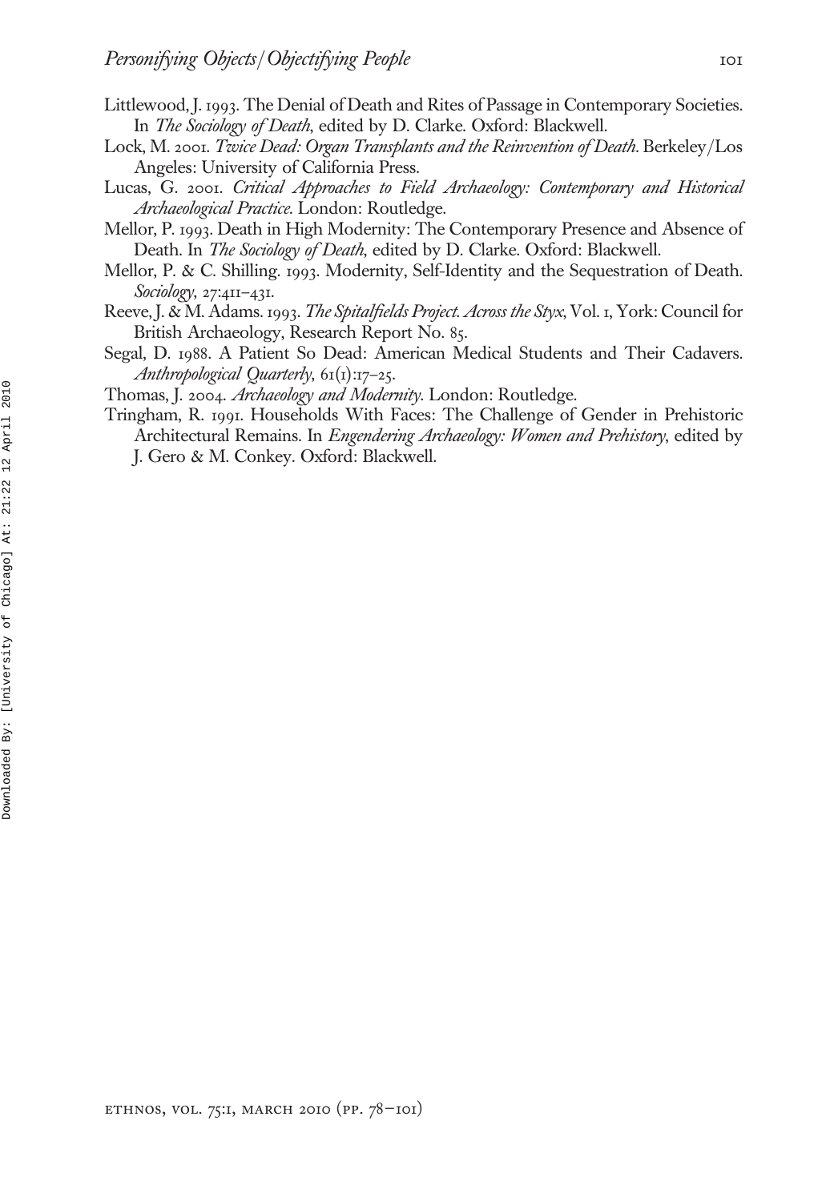Littlewood, J. 1993. The Denial of Death and Rites of Passage in Contemporary Societies. In *The Sociology of Death*, edited by D. Clarke. Oxford: Blackwell.

Lock, M. 2001. *Twice Dead: Organ Transplants and the Reinvention of Death*. Berkeley/Los Angeles: University of California Press.

Lucas, G. 2001. *Critical Approaches to Field Archaeology: Contemporary and Historical Archaeological Practice*. London: Routledge.

Mellor, P. 1993. Death in High Modernity: The Contemporary Presence and Absence of Death. In *The Sociology of Death*, edited by D. Clarke. Oxford: Blackwell.

Mellor, P. & C. Shilling. 1993. Modernity, Self-Identity and the Sequestration of Death. *Sociology*, 27:411–431.

Reeve, J. & M. Adams. 1993. *The Spitalfields Project. Across the Styx*, Vol. 1, York: Council for British Archaeology, Research Report No. 85.

Segal, D. 1988. A Patient So Dead: American Medical Students and Their Cadavers. *Anthropological Quarterly*, 61(1):17–25.

Thomas, J. 2004. *Archaeology and Modernity*. London: Routledge.

Tringham, R. 1991. Households With Faces: The Challenge of Gender in Prehistoric Architectural Remains. In *Engendering Archaeology: Women and Prehistory*, edited by J. Gero & M. Conkey. Oxford: Blackwell.